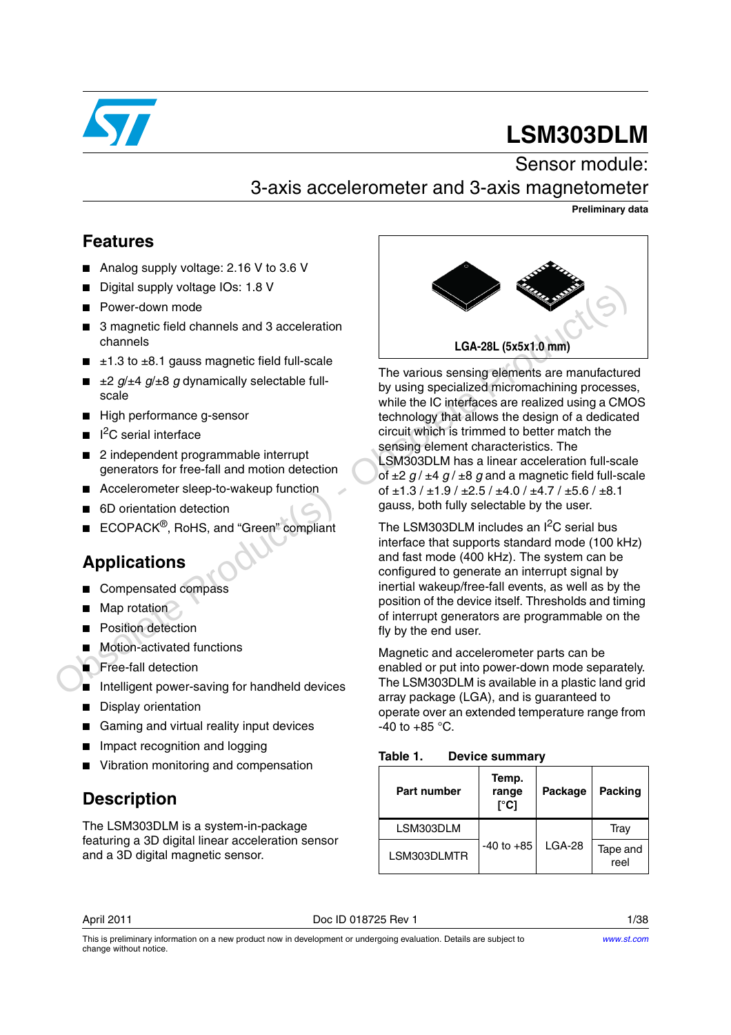# LSM303DLM

## Sensor module: 3-axis accelerometer and 3-axis magnetometer

**Preliminary data**

## Features

- Analog supply voltage: 2.16 V to 3.6 V
- Digital supply voltage IOs: 1.8 V
- Power-down mode
- 3 magnetic field channels and 3 acceleration channels
- ±1.3 to ±8.1 gauss magnetic field full-scale
- ±2 *g*/±4 *g*/±8 *g* dynamically selectable full-scale
- High performance g-sensor
- I²C serial interface
- 2 independent programmable interrupt generators for free-fall and motion detection
- Accelerometer sleep-to-wakeup function
- 6D orientation detection
- ECOPACK®, RoHS, and "Green" compliant

## Applications

- Compensated compass
- Map rotation
- Position detection
- Motion-activated functions
- Free-fall detection
- Intelligent power-saving for handheld devices
- Display orientation
- Gaming and virtual reality input devices
- Impact recognition and logging
- Vibration monitoring and compensation

## Description

The LSM303DLM is a system-in-package featuring a 3D digital linear acceleration sensor and a 3D digital magnetic sensor.

**LGA-28L (5x5x1.0 mm)**

The various sensing elements are manufactured by using specialized micromachining processes, while the IC interfaces are realized using a CMOS technology that allows the design of a dedicated circuit which is trimmed to better match the sensing element characteristics. The LSM303DLM has a linear acceleration full-scale of ±2 *g* / ±4 *g* / ±8 *g* and a magnetic field full-scale of ±1.3 / ±1.9 / ±2.5 / ±4.0 / ±4.7 / ±5.6 / ±8.1 gauss, both fully selectable by the user.

The LSM303DLM includes an I²C serial bus interface that supports standard mode (100 kHz) and fast mode (400 kHz). The system can be configured to generate an interrupt signal by inertial wakeup/free-fall events, as well as by the position of the device itself. Thresholds and timing of interrupt generators are programmable on the fly by the end user.

Magnetic and accelerometer parts can be enabled or put into power-down mode separately. The LSM303DLM is available in a plastic land grid array package (LGA), and is guaranteed to operate over an extended temperature range from -40 to +85 °C.

**Table 1. Device summary**

| Part number | Temp. range [°C] | Package | Packing |
|---|---|---|---|
| LSM303DLM | -40 to +85 | LGA-28 | Tray |
| LSM303DLMTR | | | Tape and reel |

April 2011 — Doc ID 018725 Rev 1

This is preliminary information on a new product now in development or undergoing evaluation. Details are subject to change without notice.

www.st.com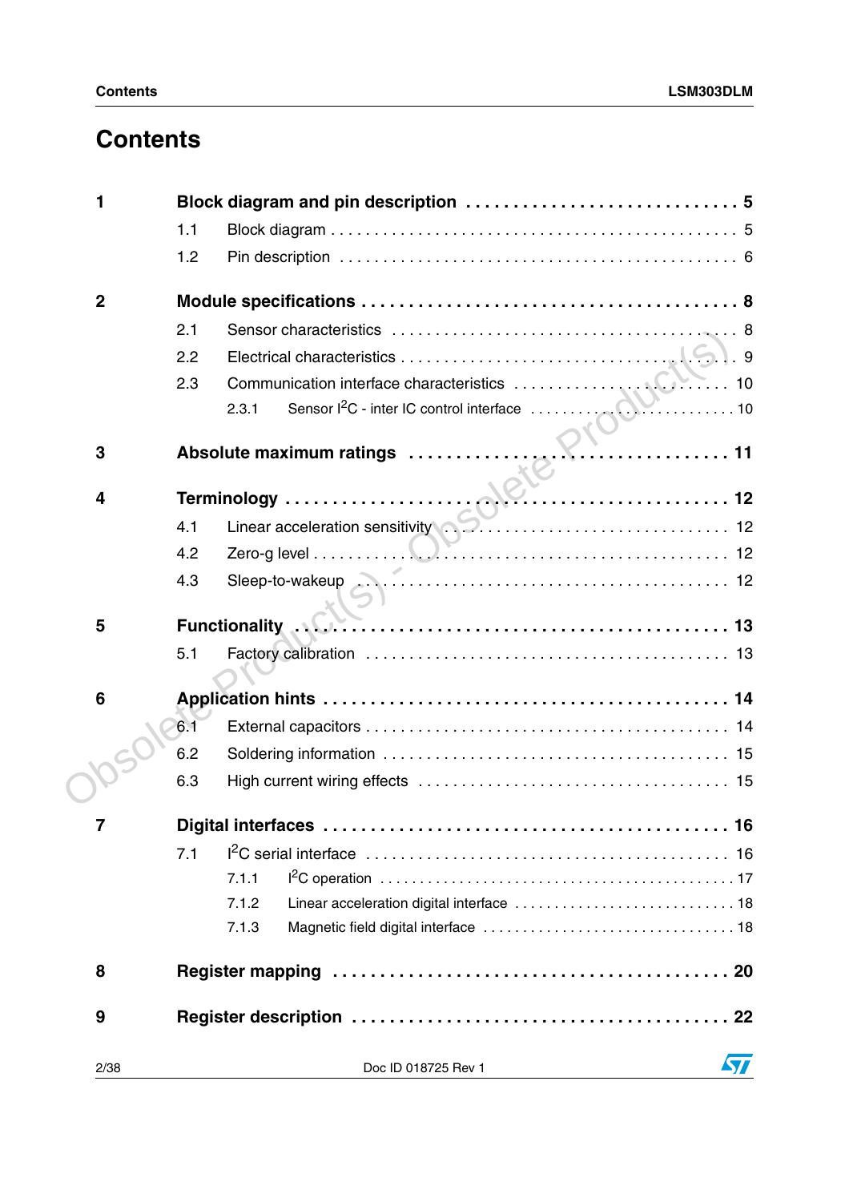# Contents

1 **Block diagram and pin description** . . . . . . . . . . . . . . . . . . . . . . . . . . . . **5**

- 1.1 Block diagram . . . . . . . . . . . . . . . . . . . . . . . . . . . . . . . . . . . . . . . . . . . . . 5
- 1.2 Pin description . . . . . . . . . . . . . . . . . . . . . . . . . . . . . . . . . . . . . . . . . . . . 6

2 **Module specifications** . . . . . . . . . . . . . . . . . . . . . . . . . . . . . . . . . . . . . . **8**

- 2.1 Sensor characteristics . . . . . . . . . . . . . . . . . . . . . . . . . . . . . . . . . . . . . 8
- 2.2 Electrical characteristics . . . . . . . . . . . . . . . . . . . . . . . . . . . . . . . . . . . . 9
- 2.3 Communication interface characteristics . . . . . . . . . . . . . . . . . . . . . . . . 10
  - 2.3.1 Sensor I²C - inter IC control interface . . . . . . . . . . . . . . . . . . . . . . . . 10

3 **Absolute maximum ratings** . . . . . . . . . . . . . . . . . . . . . . . . . . . . . . . . . **11**

4 **Terminology** . . . . . . . . . . . . . . . . . . . . . . . . . . . . . . . . . . . . . . . . . . . . **12**

- 4.1 Linear acceleration sensitivity . . . . . . . . . . . . . . . . . . . . . . . . . . . . . . . 12
- 4.2 Zero-g level . . . . . . . . . . . . . . . . . . . . . . . . . . . . . . . . . . . . . . . . . . . . . 12
- 4.3 Sleep-to-wakeup . . . . . . . . . . . . . . . . . . . . . . . . . . . . . . . . . . . . . . . . . 12

5 **Functionality** . . . . . . . . . . . . . . . . . . . . . . . . . . . . . . . . . . . . . . . . . . . . **13**

- 5.1 Factory calibration . . . . . . . . . . . . . . . . . . . . . . . . . . . . . . . . . . . . . . . . 13

6 **Application hints** . . . . . . . . . . . . . . . . . . . . . . . . . . . . . . . . . . . . . . . . . **14**

- 6.1 External capacitors . . . . . . . . . . . . . . . . . . . . . . . . . . . . . . . . . . . . . . . . 14
- 6.2 Soldering information . . . . . . . . . . . . . . . . . . . . . . . . . . . . . . . . . . . . . . 15
- 6.3 High current wiring effects . . . . . . . . . . . . . . . . . . . . . . . . . . . . . . . . . . 15

7 **Digital interfaces** . . . . . . . . . . . . . . . . . . . . . . . . . . . . . . . . . . . . . . . . . **16**

- 7.1 I²C serial interface . . . . . . . . . . . . . . . . . . . . . . . . . . . . . . . . . . . . . . . . 16
  - 7.1.1 I²C operation . . . . . . . . . . . . . . . . . . . . . . . . . . . . . . . . . . . . . . . . . . 17
  - 7.1.2 Linear acceleration digital interface . . . . . . . . . . . . . . . . . . . . . . . . . 18
  - 7.1.3 Magnetic field digital interface . . . . . . . . . . . . . . . . . . . . . . . . . . . . . 18

8 **Register mapping** . . . . . . . . . . . . . . . . . . . . . . . . . . . . . . . . . . . . . . . . **20**

9 **Register description** . . . . . . . . . . . . . . . . . . . . . . . . . . . . . . . . . . . . . . **22**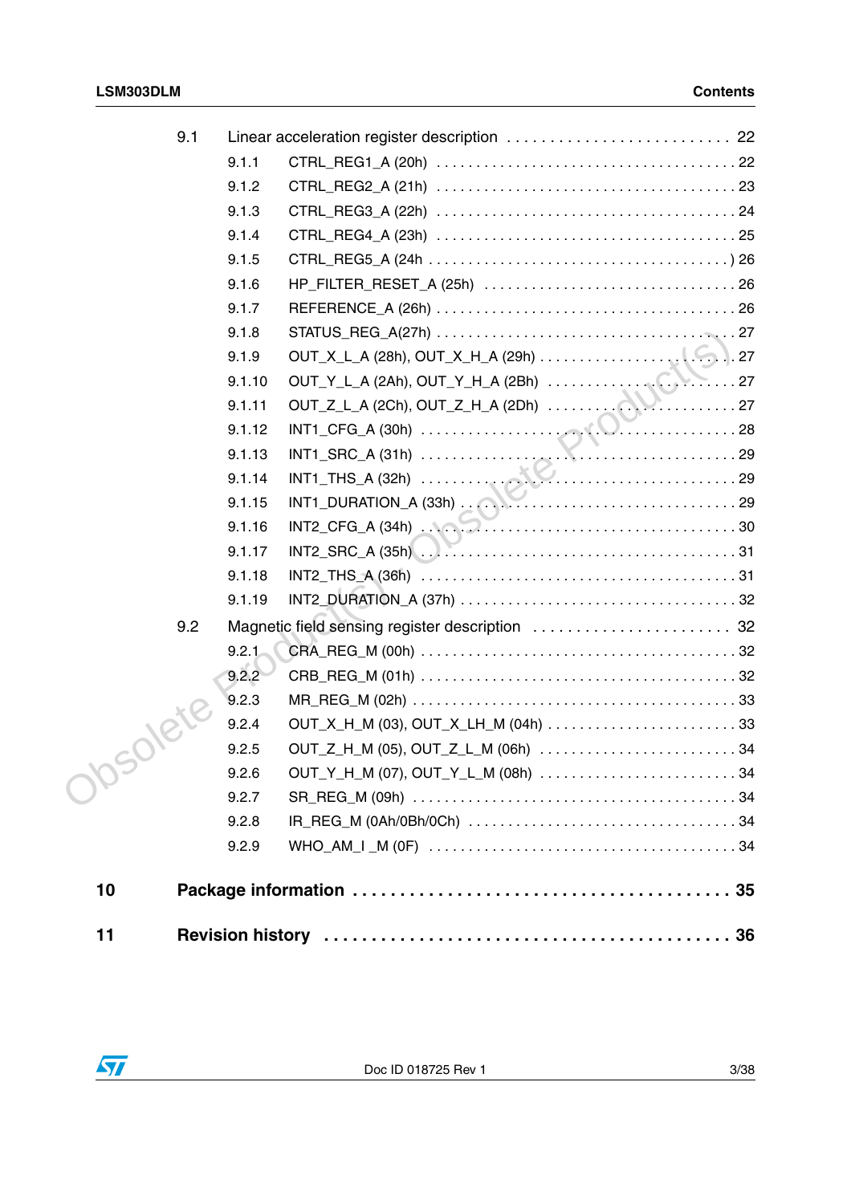- 9.1 Linear acceleration register description . . . . . . . . . . . . . . . . . . . . . . . . . . 22
  - 9.1.1 CTRL_REG1_A (20h) . . . . . . . . . . . . . . . . . . . . . . . . . . . . . . . . . . . . 22
  - 9.1.2 CTRL_REG2_A (21h) . . . . . . . . . . . . . . . . . . . . . . . . . . . . . . . . . . . . 23
  - 9.1.3 CTRL_REG3_A (22h) . . . . . . . . . . . . . . . . . . . . . . . . . . . . . . . . . . . . 24
  - 9.1.4 CTRL_REG4_A (23h) . . . . . . . . . . . . . . . . . . . . . . . . . . . . . . . . . . . . 25
  - 9.1.5 CTRL_REG5_A (24h . . . . . . . . . . . . . . . . . . . . . . . . . . . . . . . . . . . . ) 26
  - 9.1.6 HP_FILTER_RESET_A (25h) . . . . . . . . . . . . . . . . . . . . . . . . . . . . . . . 26
  - 9.1.7 REFERENCE_A (26h) . . . . . . . . . . . . . . . . . . . . . . . . . . . . . . . . . . . . 26
  - 9.1.8 STATUS_REG_A(27h) . . . . . . . . . . . . . . . . . . . . . . . . . . . . . . . . . . . . 27
  - 9.1.9 OUT_X_L_A (28h), OUT_X_H_A (29h) . . . . . . . . . . . . . . . . . . . . . . . . 27
  - 9.1.10 OUT_Y_L_A (2Ah), OUT_Y_H_A (2Bh) . . . . . . . . . . . . . . . . . . . . . . . 27
  - 9.1.11 OUT_Z_L_A (2Ch), OUT_Z_H_A (2Dh) . . . . . . . . . . . . . . . . . . . . . . . 27
  - 9.1.12 INT1_CFG_A (30h) . . . . . . . . . . . . . . . . . . . . . . . . . . . . . . . . . . . . . 28
  - 9.1.13 INT1_SRC_A (31h) . . . . . . . . . . . . . . . . . . . . . . . . . . . . . . . . . . . . . 29
  - 9.1.14 INT1_THS_A (32h) . . . . . . . . . . . . . . . . . . . . . . . . . . . . . . . . . . . . . 29
  - 9.1.15 INT1_DURATION_A (33h) . . . . . . . . . . . . . . . . . . . . . . . . . . . . . . . . 29
  - 9.1.16 INT2_CFG_A (34h) . . . . . . . . . . . . . . . . . . . . . . . . . . . . . . . . . . . . . 30
  - 9.1.17 INT2_SRC_A (35h) . . . . . . . . . . . . . . . . . . . . . . . . . . . . . . . . . . . . . 31
  - 9.1.18 INT2_THS_A (36h) . . . . . . . . . . . . . . . . . . . . . . . . . . . . . . . . . . . . . 31
  - 9.1.19 INT2_DURATION_A (37h) . . . . . . . . . . . . . . . . . . . . . . . . . . . . . . . . 32
- 9.2 Magnetic field sensing register description . . . . . . . . . . . . . . . . . . . . . . . 32
  - 9.2.1 CRA_REG_M (00h) . . . . . . . . . . . . . . . . . . . . . . . . . . . . . . . . . . . . . 32
  - 9.2.2 CRB_REG_M (01h) . . . . . . . . . . . . . . . . . . . . . . . . . . . . . . . . . . . . . 32
  - 9.2.3 MR_REG_M (02h) . . . . . . . . . . . . . . . . . . . . . . . . . . . . . . . . . . . . . . 33
  - 9.2.4 OUT_X_H_M (03), OUT_X_LH_M (04h) . . . . . . . . . . . . . . . . . . . . . . . 33
  - 9.2.5 OUT_Z_H_M (05), OUT_Z_L_M (06h) . . . . . . . . . . . . . . . . . . . . . . . . 34
  - 9.2.6 OUT_Y_H_M (07), OUT_Y_L_M (08h) . . . . . . . . . . . . . . . . . . . . . . . . 34
  - 9.2.7 SR_REG_M (09h) . . . . . . . . . . . . . . . . . . . . . . . . . . . . . . . . . . . . . . 34
  - 9.2.8 IR_REG_M (0Ah/0Bh/0Ch) . . . . . . . . . . . . . . . . . . . . . . . . . . . . . . . . 34
  - 9.2.9 WHO_AM_I _M (0F) . . . . . . . . . . . . . . . . . . . . . . . . . . . . . . . . . . . . . 34

**10 Package information . . . . . . . . . . . . . . . . . . . . . . . . . . . . . . . . . . . . . . 35**

**11 Revision history . . . . . . . . . . . . . . . . . . . . . . . . . . . . . . . . . . . . . . . . . 36**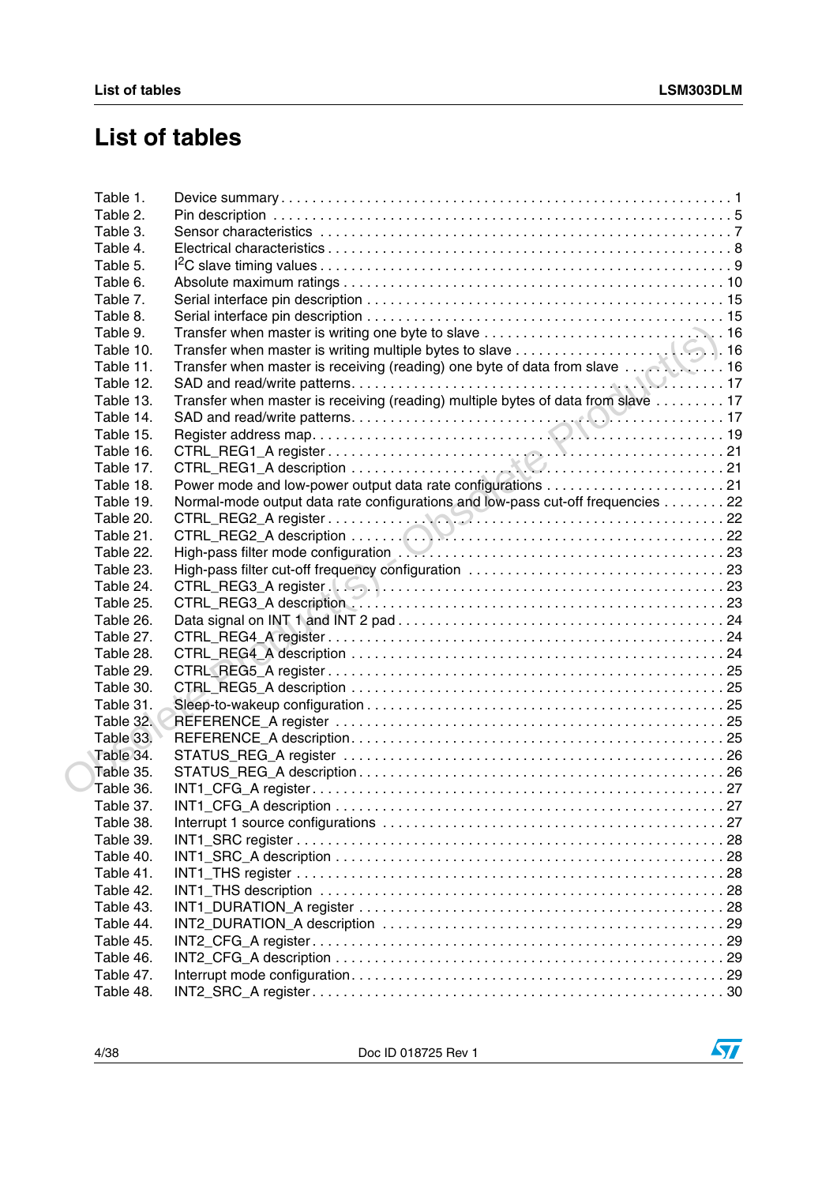# List of tables

| | | |
|---|---|---|
| Table 1. | Device summary | 1 |
| Table 2. | Pin description | 5 |
| Table 3. | Sensor characteristics | 7 |
| Table 4. | Electrical characteristics | 8 |
| Table 5. | $I^2C$ slave timing values | 9 |
| Table 6. | Absolute maximum ratings | 10 |
| Table 7. | Serial interface pin description | 15 |
| Table 8. | Serial interface pin description | 15 |
| Table 9. | Transfer when master is writing one byte to slave | 16 |
| Table 10. | Transfer when master is writing multiple bytes to slave | 16 |
| Table 11. | Transfer when master is receiving (reading) one byte of data from slave | 16 |
| Table 12. | SAD and read/write patterns | 17 |
| Table 13. | Transfer when master is receiving (reading) multiple bytes of data from slave | 17 |
| Table 14. | SAD and read/write patterns | 17 |
| Table 15. | Register address map | 19 |
| Table 16. | CTRL_REG1_A register | 21 |
| Table 17. | CTRL_REG1_A description | 21 |
| Table 18. | Power mode and low-power output data rate configurations | 21 |
| Table 19. | Normal-mode output data rate configurations and low-pass cut-off frequencies | 22 |
| Table 20. | CTRL_REG2_A register | 22 |
| Table 21. | CTRL_REG2_A description | 22 |
| Table 22. | High-pass filter mode configuration | 23 |
| Table 23. | High-pass filter cut-off frequency configuration | 23 |
| Table 24. | CTRL_REG3_A register | 23 |
| Table 25. | CTRL_REG3_A description | 23 |
| Table 26. | Data signal on INT 1 and INT 2 pad | 24 |
| Table 27. | CTRL_REG4_A register | 24 |
| Table 28. | CTRL_REG4_A description | 24 |
| Table 29. | CTRL_REG5_A register | 25 |
| Table 30. | CTRL_REG5_A description | 25 |
| Table 31. | Sleep-to-wakeup configuration | 25 |
| Table 32. | REFERENCE_A register | 25 |
| Table 33. | REFERENCE_A description | 25 |
| Table 34. | STATUS_REG_A register | 26 |
| Table 35. | STATUS_REG_A description | 26 |
| Table 36. | INT1_CFG_A register | 27 |
| Table 37. | INT1_CFG_A description | 27 |
| Table 38. | Interrupt 1 source configurations | 27 |
| Table 39. | INT1_SRC register | 28 |
| Table 40. | INT1_SRC_A description | 28 |
| Table 41. | INT1_THS register | 28 |
| Table 42. | INT1_THS description | 28 |
| Table 43. | INT1_DURATION_A register | 28 |
| Table 44. | INT2_DURATION_A description | 29 |
| Table 45. | INT2_CFG_A register | 29 |
| Table 46. | INT2_CFG_A description | 29 |
| Table 47. | Interrupt mode configuration | 29 |
| Table 48. | INT2_SRC_A register | 30 |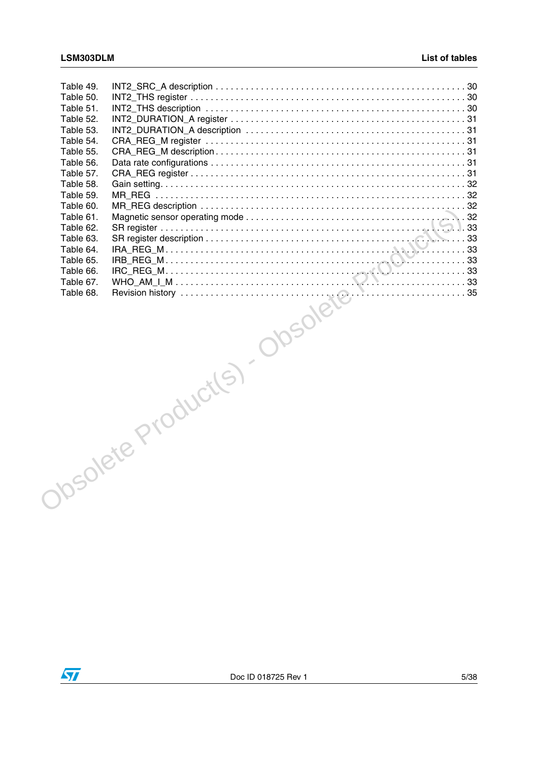Table 49. INT2_SRC_A description . . . . . . . . . . . . . . . . . . . . . . . . . . . . . . . . . . . . . . . . . . . . . . . . 30
Table 50. INT2_THS register . . . . . . . . . . . . . . . . . . . . . . . . . . . . . . . . . . . . . . . . . . . . . . . . . . . 30
Table 51. INT2_THS description . . . . . . . . . . . . . . . . . . . . . . . . . . . . . . . . . . . . . . . . . . . . . . . . 30
Table 52. INT2_DURATION_A register . . . . . . . . . . . . . . . . . . . . . . . . . . . . . . . . . . . . . . . . . . . . 31
Table 53. INT2_DURATION_A description . . . . . . . . . . . . . . . . . . . . . . . . . . . . . . . . . . . . . . . . . 31
Table 54. CRA_REG_M register . . . . . . . . . . . . . . . . . . . . . . . . . . . . . . . . . . . . . . . . . . . . . . . . 31
Table 55. CRA_REG_M description . . . . . . . . . . . . . . . . . . . . . . . . . . . . . . . . . . . . . . . . . . . . . . 31
Table 56. Data rate configurations . . . . . . . . . . . . . . . . . . . . . . . . . . . . . . . . . . . . . . . . . . . . . . 31
Table 57. CRA_REG register . . . . . . . . . . . . . . . . . . . . . . . . . . . . . . . . . . . . . . . . . . . . . . . . . . 31
Table 58. Gain setting. . . . . . . . . . . . . . . . . . . . . . . . . . . . . . . . . . . . . . . . . . . . . . . . . . . . . . . 32
Table 59. MR_REG . . . . . . . . . . . . . . . . . . . . . . . . . . . . . . . . . . . . . . . . . . . . . . . . . . . . . . . . . 32
Table 60. MR_REG description . . . . . . . . . . . . . . . . . . . . . . . . . . . . . . . . . . . . . . . . . . . . . . . . . 32
Table 61. Magnetic sensor operating mode . . . . . . . . . . . . . . . . . . . . . . . . . . . . . . . . . . . . . . . . 32
Table 62. SR register . . . . . . . . . . . . . . . . . . . . . . . . . . . . . . . . . . . . . . . . . . . . . . . . . . . . . . . . 33
Table 63. SR register description . . . . . . . . . . . . . . . . . . . . . . . . . . . . . . . . . . . . . . . . . . . . . . . 33
Table 64. IRA_REG_M. . . . . . . . . . . . . . . . . . . . . . . . . . . . . . . . . . . . . . . . . . . . . . . . . . . . . . . 33
Table 65. IRB_REG_M. . . . . . . . . . . . . . . . . . . . . . . . . . . . . . . . . . . . . . . . . . . . . . . . . . . . . . . 33
Table 66. IRC_REG_M. . . . . . . . . . . . . . . . . . . . . . . . . . . . . . . . . . . . . . . . . . . . . . . . . . . . . . . 33
Table 67. WHO_AM_I_M . . . . . . . . . . . . . . . . . . . . . . . . . . . . . . . . . . . . . . . . . . . . . . . . . . . . . 33
Table 68. Revision history . . . . . . . . . . . . . . . . . . . . . . . . . . . . . . . . . . . . . . . . . . . . . . . . . . . . 35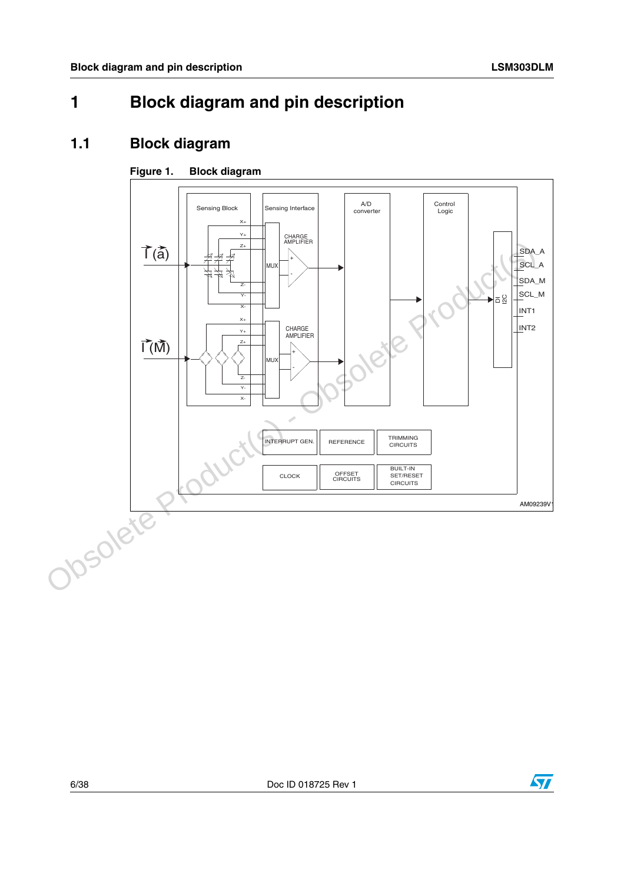# 1 Block diagram and pin description

## 1.1 Block diagram

**Figure 1. Block diagram**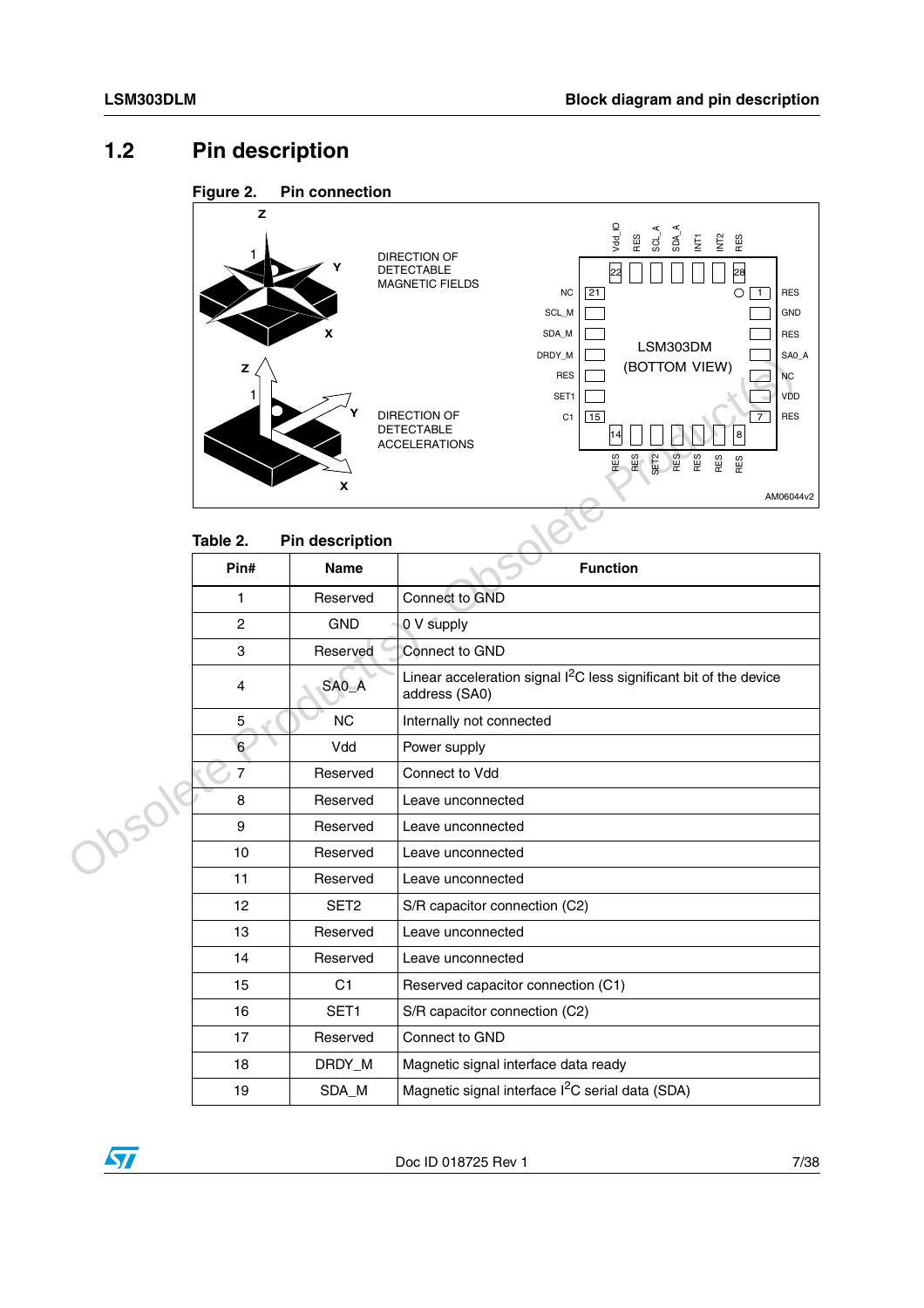## 1.2 Pin description

**Figure 2. Pin connection**

DIRECTION OF DETECTABLE MAGNETIC FIELDS

DIRECTION OF DETECTABLE ACCELERATIONS

LSM303DM (BOTTOM VIEW)

AM06044v2

**Table 2. Pin description**

| Pin# | Name | Function |
|---|---|---|
| 1 | Reserved | Connect to GND |
| 2 | GND | 0 V supply |
| 3 | Reserved | Connect to GND |
| 4 | SA0_A | Linear acceleration signal $I^2C$ less significant bit of the device address (SA0) |
| 5 | NC | Internally not connected |
| 6 | Vdd | Power supply |
| 7 | Reserved | Connect to Vdd |
| 8 | Reserved | Leave unconnected |
| 9 | Reserved | Leave unconnected |
| 10 | Reserved | Leave unconnected |
| 11 | Reserved | Leave unconnected |
| 12 | SET2 | S/R capacitor connection (C2) |
| 13 | Reserved | Leave unconnected |
| 14 | Reserved | Leave unconnected |
| 15 | C1 | Reserved capacitor connection (C1) |
| 16 | SET1 | S/R capacitor connection (C2) |
| 17 | Reserved | Connect to GND |
| 18 | DRDY_M | Magnetic signal interface data ready |
| 19 | SDA_M | Magnetic signal interface $I^2C$ serial data (SDA) |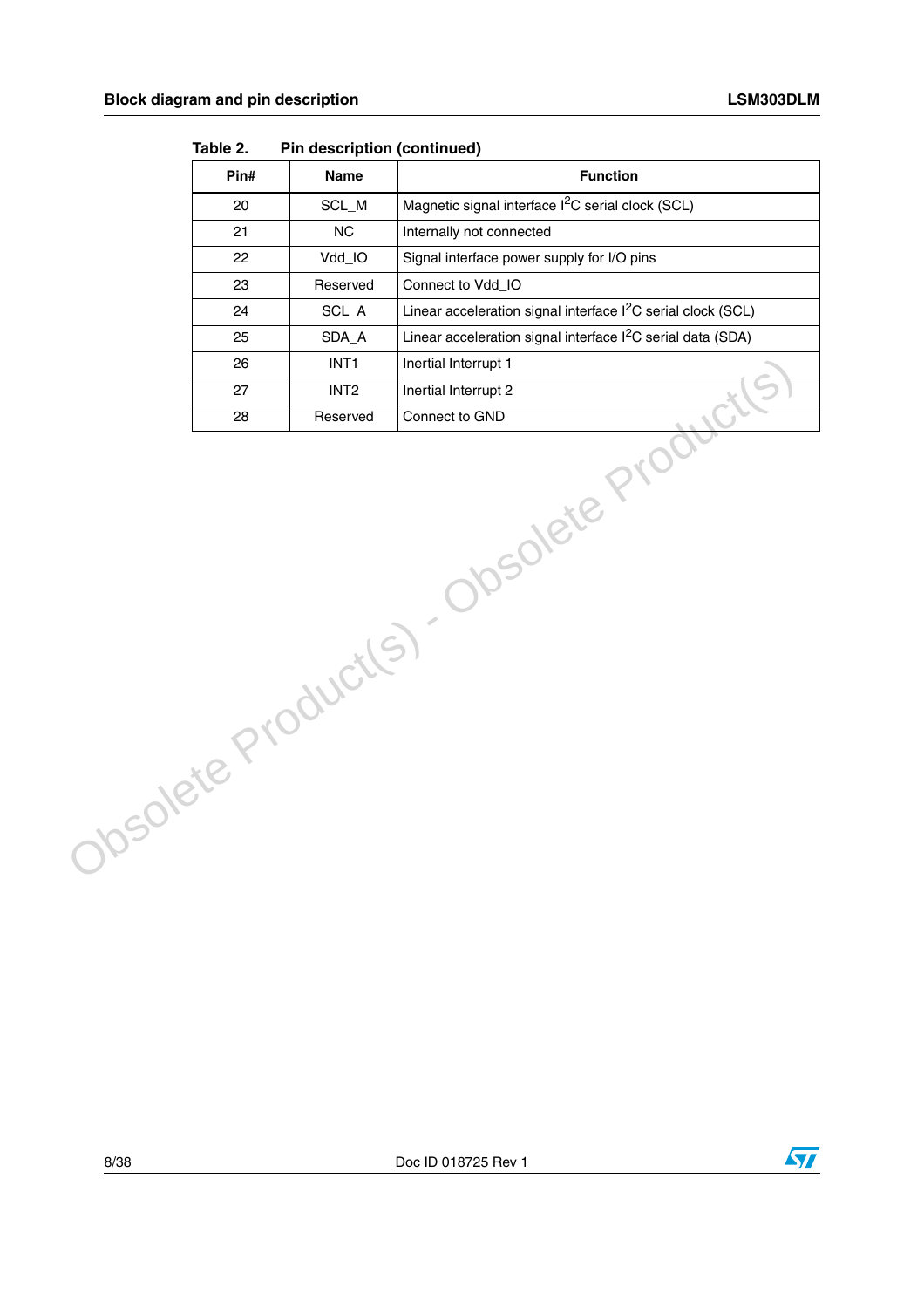Table 2. Pin description (continued)

| Pin# | Name | Function |
|---|---|---|
| 20 | SCL_M | Magnetic signal interface $I^2C$ serial clock (SCL) |
| 21 | NC | Internally not connected |
| 22 | Vdd_IO | Signal interface power supply for I/O pins |
| 23 | Reserved | Connect to Vdd_IO |
| 24 | SCL_A | Linear acceleration signal interface $I^2C$ serial clock (SCL) |
| 25 | SDA_A | Linear acceleration signal interface $I^2C$ serial data (SDA) |
| 26 | INT1 | Inertial Interrupt 1 |
| 27 | INT2 | Inertial Interrupt 2 |
| 28 | Reserved | Connect to GND |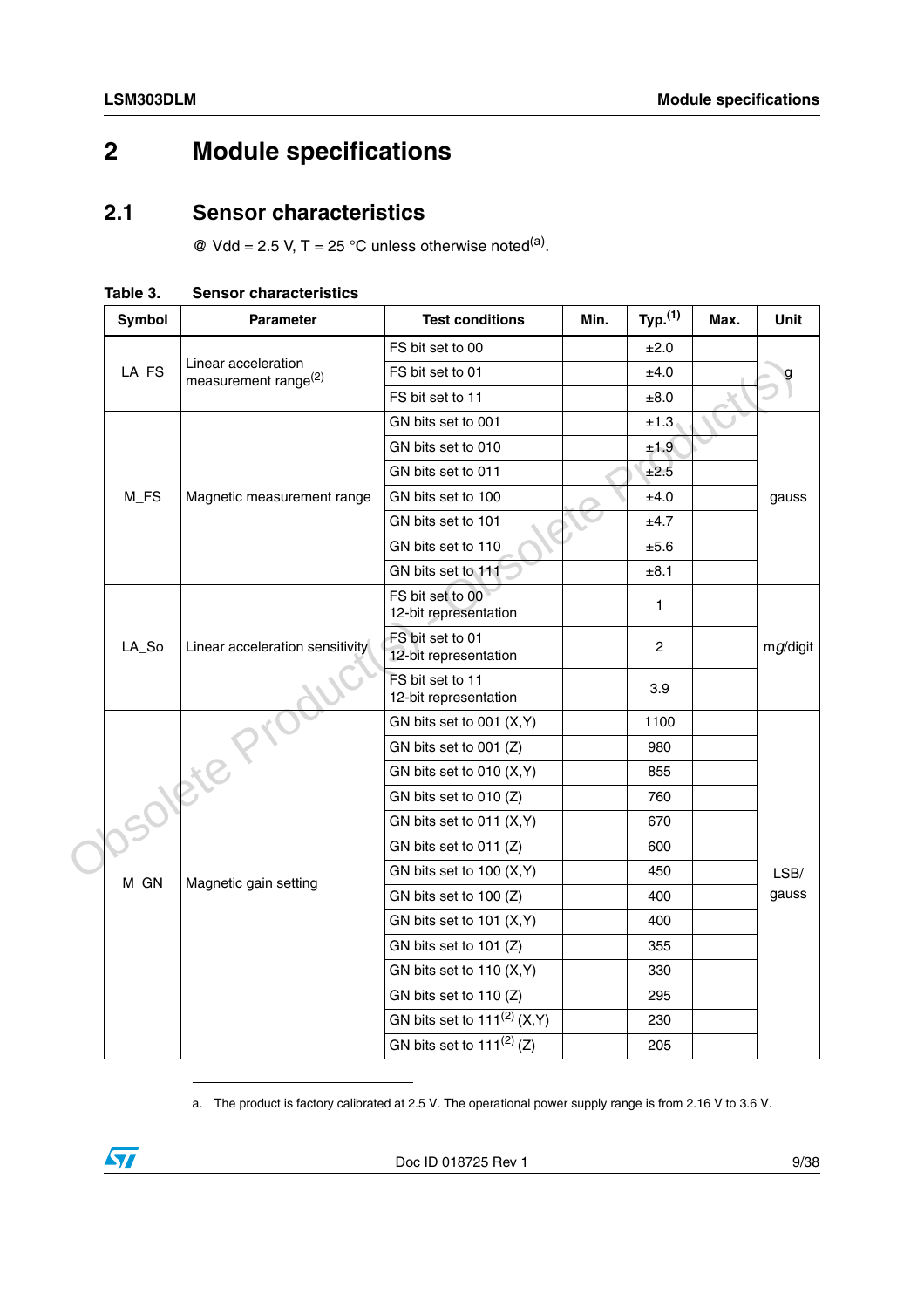# 2 Module specifications

## 2.1 Sensor characteristics

@ Vdd = 2.5 V, T = 25 °C unless otherwise noted[a].

**Table 3. Sensor characteristics**

| Symbol | Parameter | Test conditions | Min. | Typ.[1] | Max. | Unit |
|---|---|---|---|---|---|---|
| LA_FS | Linear acceleration measurement range[2] | FS bit set to 00 | | ±2.0 | | g |
| | | FS bit set to 01 | | ±4.0 | | |
| | | FS bit set to 11 | | ±8.0 | | |
| M_FS | Magnetic measurement range | GN bits set to 001 | | ±1.3 | | gauss |
| | | GN bits set to 010 | | ±1.9 | | |
| | | GN bits set to 011 | | ±2.5 | | |
| | | GN bits set to 100 | | ±4.0 | | |
| | | GN bits set to 101 | | ±4.7 | | |
| | | GN bits set to 110 | | ±5.6 | | |
| | | GN bits set to 111 | | ±8.1 | | |
| LA_So | Linear acceleration sensitivity | FS bit set to 00 12-bit representation | | 1 | | mg/digit |
| | | FS bit set to 01 12-bit representation | | 2 | | |
| | | FS bit set to 11 12-bit representation | | 3.9 | | |
| M_GN | Magnetic gain setting | GN bits set to 001 (X,Y) | | 1100 | | LSB/gauss |
| | | GN bits set to 001 (Z) | | 980 | | |
| | | GN bits set to 010 (X,Y) | | 855 | | |
| | | GN bits set to 010 (Z) | | 760 | | |
| | | GN bits set to 011 (X,Y) | | 670 | | |
| | | GN bits set to 011 (Z) | | 600 | | |
| | | GN bits set to 100 (X,Y) | | 450 | | |
| | | GN bits set to 100 (Z) | | 400 | | |
| | | GN bits set to 101 (X,Y) | | 400 | | |
| | | GN bits set to 101 (Z) | | 355 | | |
| | | GN bits set to 110 (X,Y) | | 330 | | |
| | | GN bits set to 110 (Z) | | 295 | | |
| | | GN bits set to 111[2] (X,Y) | | 230 | | |
| | | GN bits set to 111[2] (Z) | | 205 | | |

a. The product is factory calibrated at 2.5 V. The operational power supply range is from 2.16 V to 3.6 V.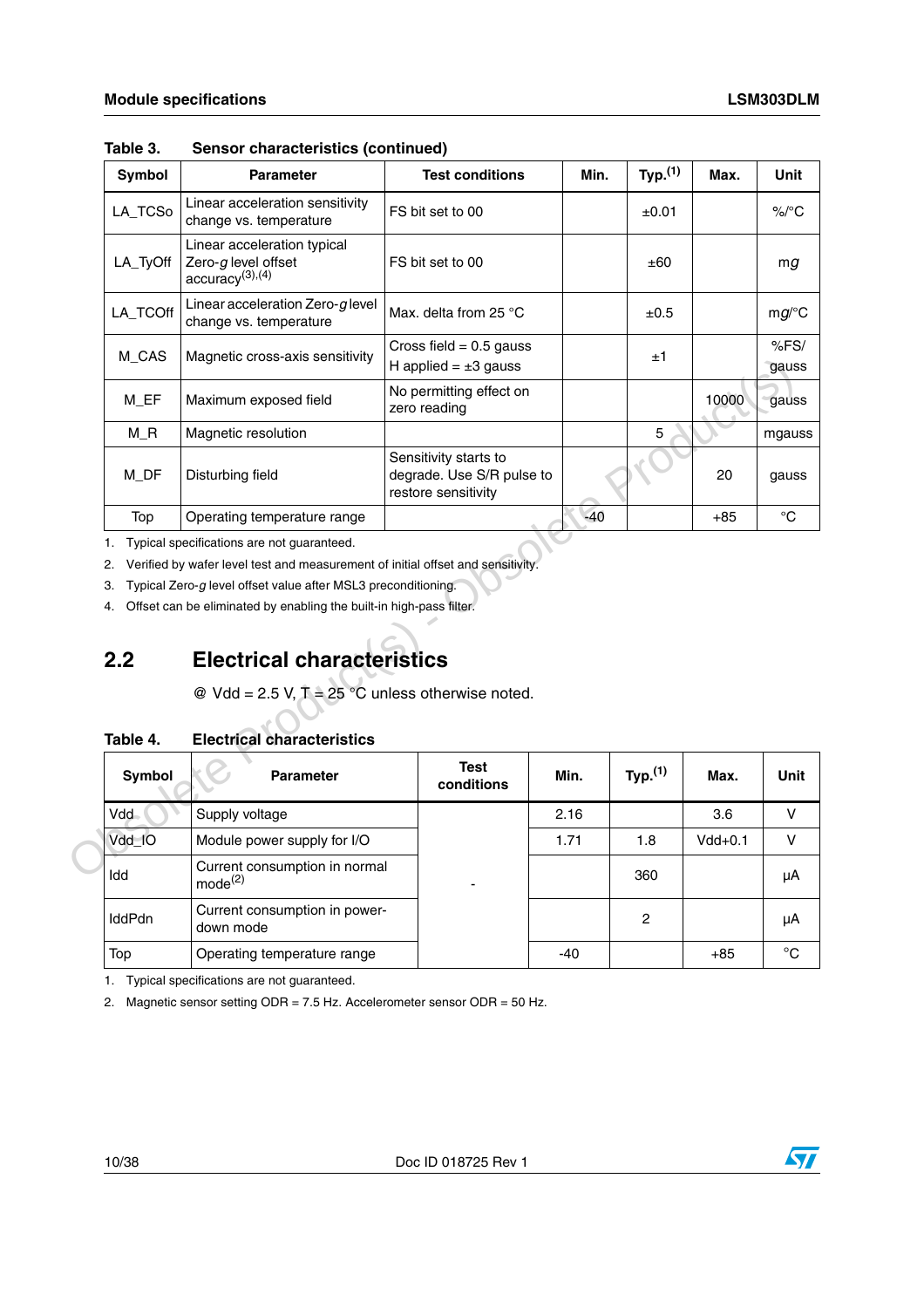Table 3. Sensor characteristics (continued)

| Symbol | Parameter | Test conditions | Min. | Typ.(1) | Max. | Unit |
|---|---|---|---|---|---|---|
| LA_TCSo | Linear acceleration sensitivity change vs. temperature | FS bit set to 00 | | ±0.01 | | %/°C |
| LA_TyOff | Linear acceleration typical Zero-*g* level offset accuracy(3),(4) | FS bit set to 00 | | ±60 | | m*g* |
| LA_TCOff | Linear acceleration Zero-*g* level change vs. temperature | Max. delta from 25 °C | | ±0.5 | | m*g*/°C |
| M_CAS | Magnetic cross-axis sensitivity | Cross field = 0.5 gauss H applied = ±3 gauss | | ±1 | | %FS/gauss |
| M_EF | Maximum exposed field | No permitting effect on zero reading | | | 10000 | gauss |
| M_R | Magnetic resolution | | | 5 | | mgauss |
| M_DF | Disturbing field | Sensitivity starts to degrade. Use S/R pulse to restore sensitivity | | | 20 | gauss |
| Top | Operating temperature range | | -40 | | +85 | °C |

1. Typical specifications are not guaranteed.
2. Verified by wafer level test and measurement of initial offset and sensitivity.
3. Typical Zero-*g* level offset value after MSL3 preconditioning.
4. Offset can be eliminated by enabling the built-in high-pass filter.

## 2.2 Electrical characteristics

@ Vdd = 2.5 V, T = 25 °C unless otherwise noted.

Table 4. Electrical characteristics

| Symbol | Parameter | Test conditions | Min. | Typ.(1) | Max. | Unit |
|---|---|---|---|---|---|---|
| Vdd | Supply voltage | - | 2.16 | | 3.6 | V |
| Vdd_IO | Module power supply for I/O | | 1.71 | 1.8 | Vdd+0.1 | V |
| Idd | Current consumption in normal mode(2) | | | 360 | | µA |
| IddPdn | Current consumption in power-down mode | | | 2 | | µA |
| Top | Operating temperature range | | -40 | | +85 | °C |

1. Typical specifications are not guaranteed.
2. Magnetic sensor setting ODR = 7.5 Hz. Accelerometer sensor ODR = 50 Hz.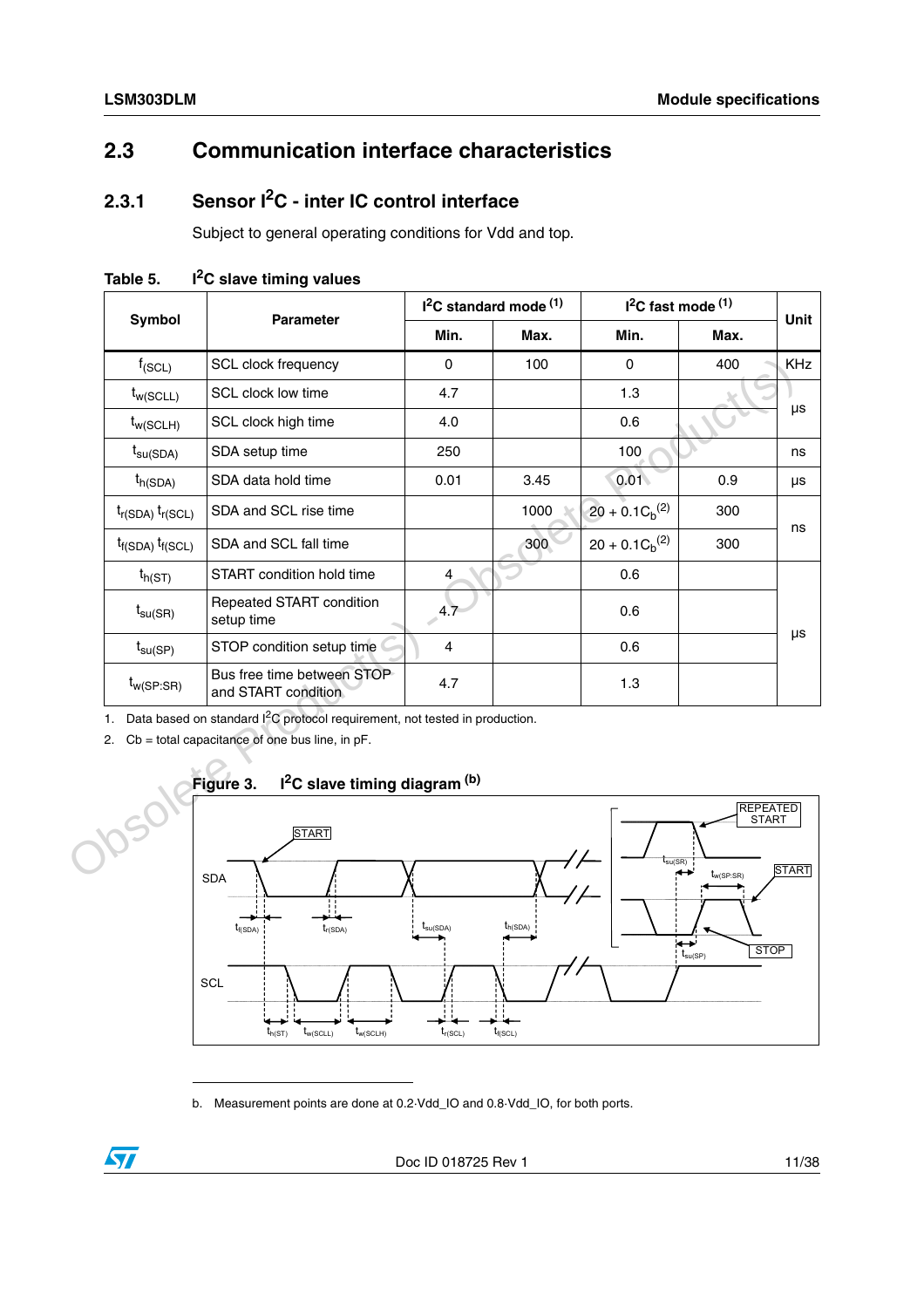## 2.3 Communication interface characteristics

### 2.3.1 Sensor I²C - inter IC control interface

Subject to general operating conditions for Vdd and top.

**Table 5. I²C slave timing values**

| Symbol | Parameter | I²C standard mode [(1)] | | I²C fast mode [(1)] | | Unit |
|---|---|---|---|---|---|---|
| | | Min. | Max. | Min. | Max. | |
| $f_{(SCL)}$ | SCL clock frequency | 0 | 100 | 0 | 400 | KHz |
| $t_{w(SCLL)}$ | SCL clock low time | 4.7 | | 1.3 | | μs |
| $t_{w(SCLH)}$ | SCL clock high time | 4.0 | | 0.6 | | μs |
| $t_{su(SDA)}$ | SDA setup time | 250 | | 100 | | ns |
| $t_{h(SDA)}$ | SDA data hold time | 0.01 | 3.45 | 0.01 | 0.9 | μs |
| $t_{r(SDA)}$ $t_{r(SCL)}$ | SDA and SCL rise time | | 1000 | $20 + 0.1C_b$ [(2)] | 300 | ns |
| $t_{f(SDA)}$ $t_{f(SCL)}$ | SDA and SCL fall time | | 300 | $20 + 0.1C_b$ [(2)] | 300 | ns |
| $t_{h(ST)}$ | START condition hold time | 4 | | 0.6 | | μs |
| $t_{su(SR)}$ | Repeated START condition setup time | 4.7 | | 0.6 | | μs |
| $t_{su(SP)}$ | STOP condition setup time | 4 | | 0.6 | | μs |
| $t_{w(SP:SR)}$ | Bus free time between STOP and START condition | 4.7 | | 1.3 | | μs |

1. Data based on standard I²C protocol requirement, not tested in production.
2. Cb = total capacitance of one bus line, in pF.

**Figure 3. I²C slave timing diagram [(b)]**

b. Measurement points are done at 0.2·Vdd_IO and 0.8·Vdd_IO, for both ports.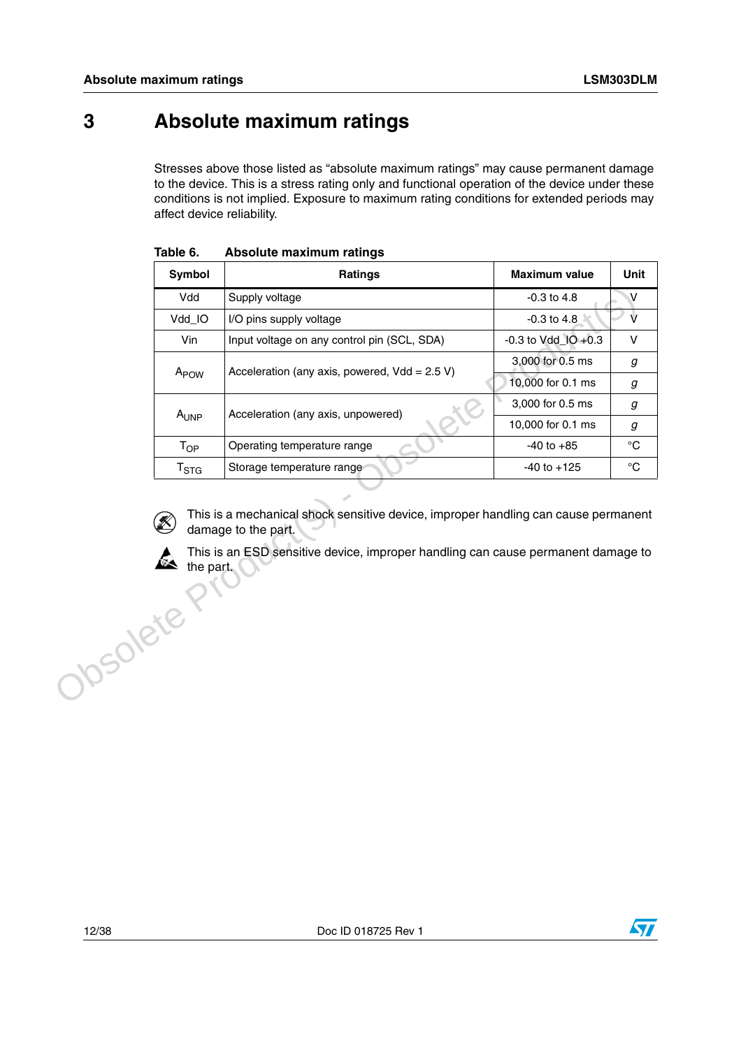# 3 Absolute maximum ratings

Stresses above those listed as “absolute maximum ratings” may cause permanent damage to the device. This is a stress rating only and functional operation of the device under these conditions is not implied. Exposure to maximum rating conditions for extended periods may affect device reliability.

**Table 6. Absolute maximum ratings**

| Symbol | Ratings | Maximum value | Unit |
|---|---|---|---|
| Vdd | Supply voltage | -0.3 to 4.8 | V |
| Vdd_IO | I/O pins supply voltage | -0.3 to 4.8 | V |
| Vin | Input voltage on any control pin (SCL, SDA) | -0.3 to Vdd_IO +0.3 | V |
| $A_{POW}$ | Acceleration (any axis, powered, Vdd = 2.5 V) | 3,000 for 0.5 ms | *g* |
| | | 10,000 for 0.1 ms | *g* |
| $A_{UNP}$ | Acceleration (any axis, unpowered) | 3,000 for 0.5 ms | *g* |
| | | 10,000 for 0.1 ms | *g* |
| $T_{OP}$ | Operating temperature range | -40 to +85 | °C |
| $T_{STG}$ | Storage temperature range | -40 to +125 | °C |

This is a mechanical shock sensitive device, improper handling can cause permanent damage to the part.

This is an ESD sensitive device, improper handling can cause permanent damage to the part.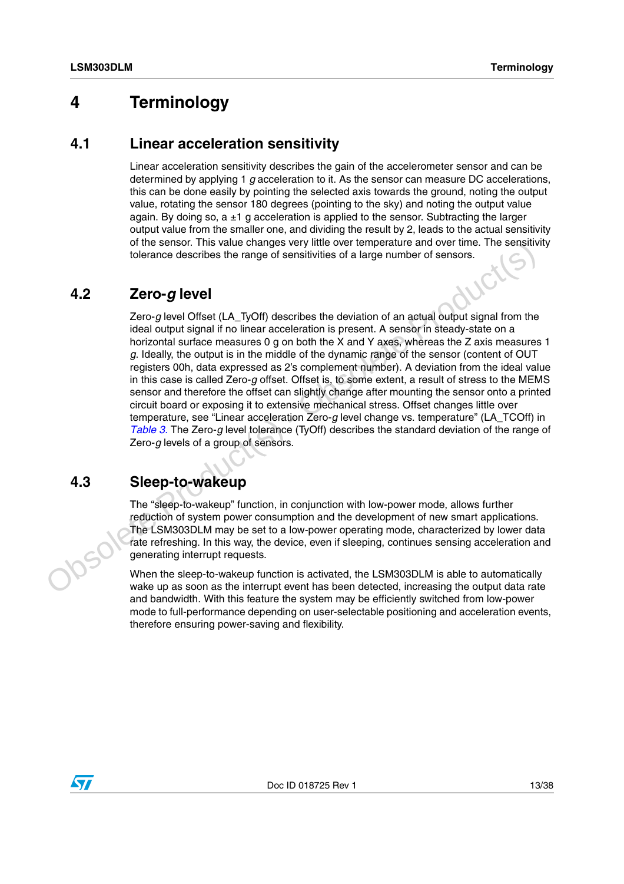# 4 Terminology

## 4.1 Linear acceleration sensitivity

Linear acceleration sensitivity describes the gain of the accelerometer sensor and can be determined by applying 1 *g* acceleration to it. As the sensor can measure DC accelerations, this can be done easily by pointing the selected axis towards the ground, noting the output value, rotating the sensor 180 degrees (pointing to the sky) and noting the output value again. By doing so, a ±1 g acceleration is applied to the sensor. Subtracting the larger output value from the smaller one, and dividing the result by 2, leads to the actual sensitivity of the sensor. This value changes very little over temperature and over time. The sensitivity tolerance describes the range of sensitivities of a large number of sensors.

## 4.2 Zero-*g* level

Zero-*g* level Offset (LA_TyOff) describes the deviation of an actual output signal from the ideal output signal if no linear acceleration is present. A sensor in steady-state on a horizontal surface measures 0 g on both the X and Y axes, whereas the Z axis measures 1 *g*. Ideally, the output is in the middle of the dynamic range of the sensor (content of OUT registers 00h, data expressed as 2's complement number). A deviation from the ideal value in this case is called Zero-*g* offset. Offset is, to some extent, a result of stress to the MEMS sensor and therefore the offset can slightly change after mounting the sensor onto a printed circuit board or exposing it to extensive mechanical stress. Offset changes little over temperature, see "Linear acceleration Zero-*g* level change vs. temperature" (LA_TCOff) in *Table 3*. The Zero-*g* level tolerance (TyOff) describes the standard deviation of the range of Zero-*g* levels of a group of sensors.

## 4.3 Sleep-to-wakeup

The "sleep-to-wakeup" function, in conjunction with low-power mode, allows further reduction of system power consumption and the development of new smart applications. The LSM303DLM may be set to a low-power operating mode, characterized by lower data rate refreshing. In this way, the device, even if sleeping, continues sensing acceleration and generating interrupt requests.

When the sleep-to-wakeup function is activated, the LSM303DLM is able to automatically wake up as soon as the interrupt event has been detected, increasing the output data rate and bandwidth. With this feature the system may be efficiently switched from low-power mode to full-performance depending on user-selectable positioning and acceleration events, therefore ensuring power-saving and flexibility.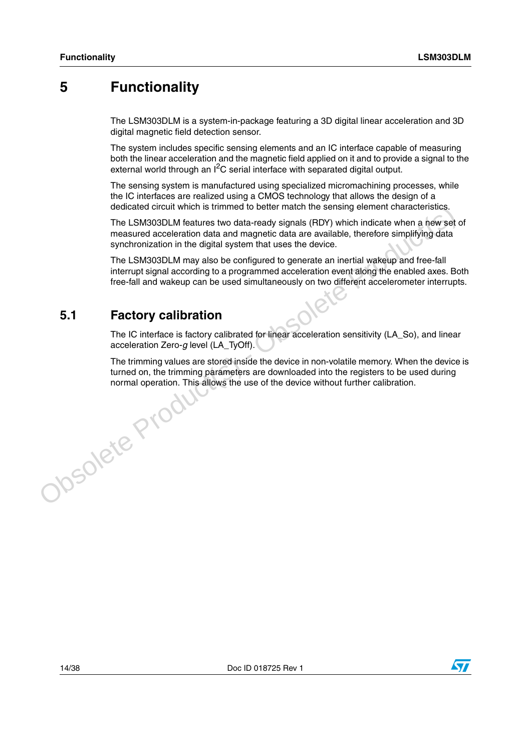# 5 Functionality

The LSM303DLM is a system-in-package featuring a 3D digital linear acceleration and 3D digital magnetic field detection sensor.

The system includes specific sensing elements and an IC interface capable of measuring both the linear acceleration and the magnetic field applied on it and to provide a signal to the external world through an $I^2C$ serial interface with separated digital output.

The sensing system is manufactured using specialized micromachining processes, while the IC interfaces are realized using a CMOS technology that allows the design of a dedicated circuit which is trimmed to better match the sensing element characteristics.

The LSM303DLM features two data-ready signals (RDY) which indicate when a new set of measured acceleration data and magnetic data are available, therefore simplifying data synchronization in the digital system that uses the device.

The LSM303DLM may also be configured to generate an inertial wakeup and free-fall interrupt signal according to a programmed acceleration event along the enabled axes. Both free-fall and wakeup can be used simultaneously on two different accelerometer interrupts.

## 5.1 Factory calibration

The IC interface is factory calibrated for linear acceleration sensitivity (LA_So), and linear acceleration Zero-*g* level (LA_TyOff).

The trimming values are stored inside the device in non-volatile memory. When the device is turned on, the trimming parameters are downloaded into the registers to be used during normal operation. This allows the use of the device without further calibration.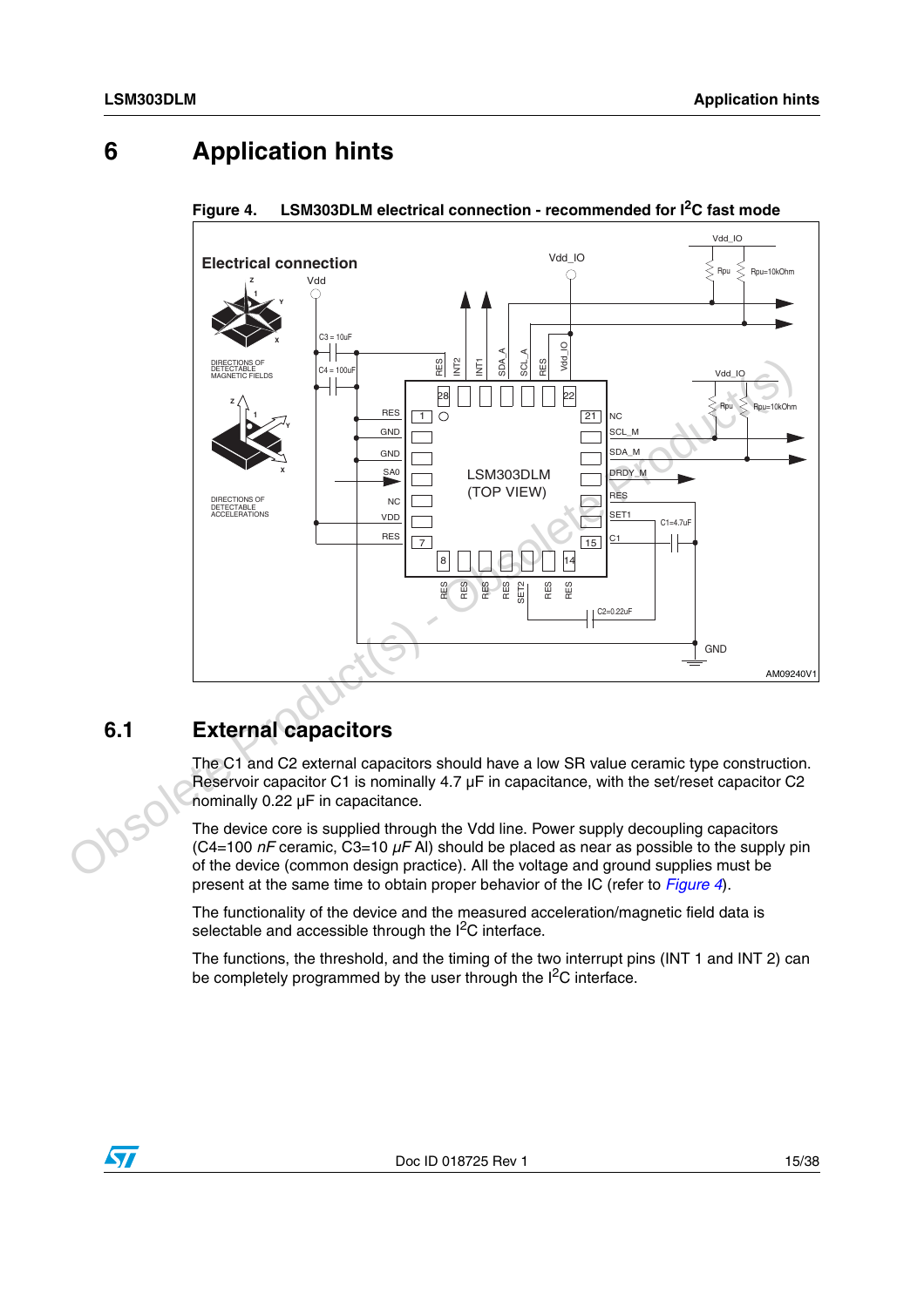# 6 Application hints

**Figure 4. LSM303DLM electrical connection - recommended for I²C fast mode**

## 6.1 External capacitors

The C1 and C2 external capacitors should have a low SR value ceramic type construction. Reservoir capacitor C1 is nominally 4.7 µF in capacitance, with the set/reset capacitor C2 nominally 0.22 µF in capacitance.

The device core is supplied through the Vdd line. Power supply decoupling capacitors (C4=100 *nF* ceramic, C3=10 *µF* Al) should be placed as near as possible to the supply pin of the device (common design practice). All the voltage and ground supplies must be present at the same time to obtain proper behavior of the IC (refer to *Figure 4*).

The functionality of the device and the measured acceleration/magnetic field data is selectable and accessible through the I²C interface.

The functions, the threshold, and the timing of the two interrupt pins (INT 1 and INT 2) can be completely programmed by the user through the I²C interface.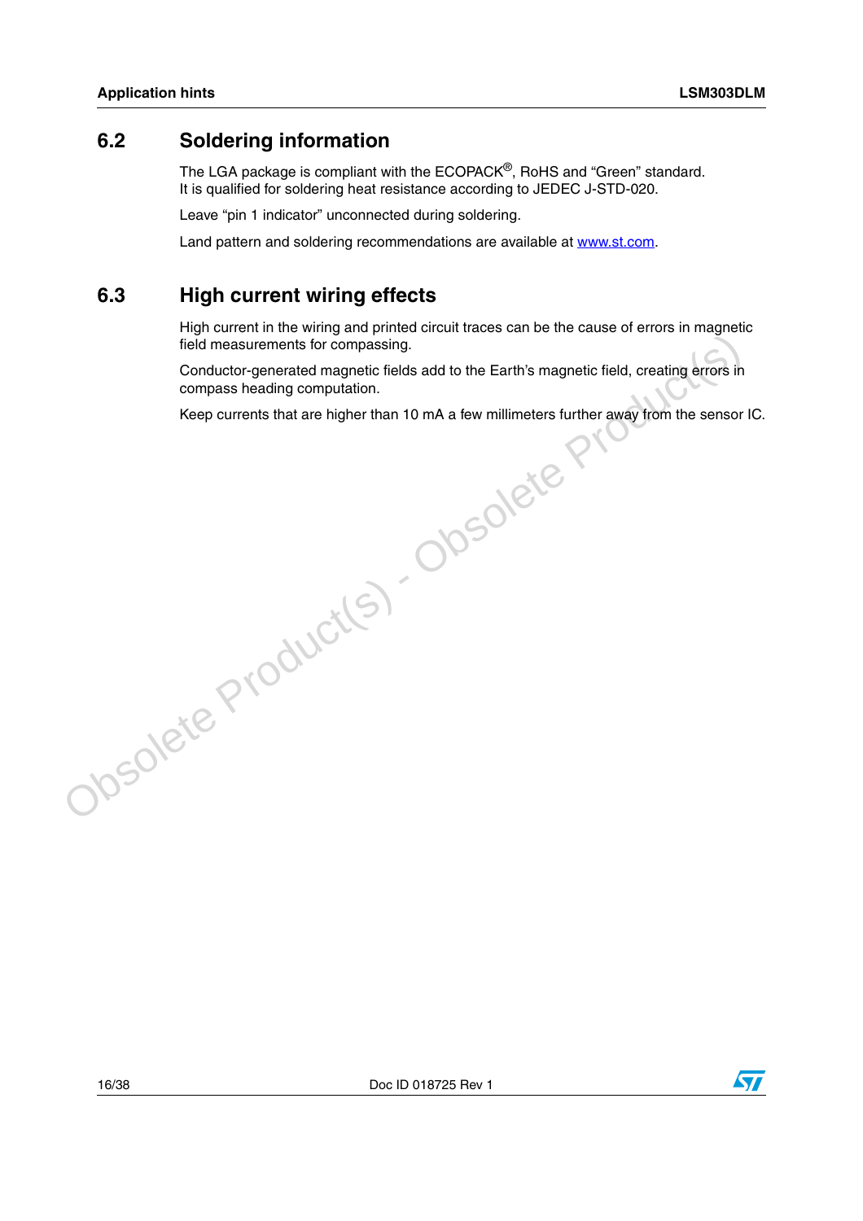## 6.2 Soldering information

The LGA package is compliant with the ECOPACK®, RoHS and "Green" standard.
It is qualified for soldering heat resistance according to JEDEC J-STD-020.

Leave "pin 1 indicator" unconnected during soldering.

Land pattern and soldering recommendations are available at www.st.com.

## 6.3 High current wiring effects

High current in the wiring and printed circuit traces can be the cause of errors in magnetic field measurements for compassing.

Conductor-generated magnetic fields add to the Earth's magnetic field, creating errors in compass heading computation.

Keep currents that are higher than 10 mA a few millimeters further away from the sensor IC.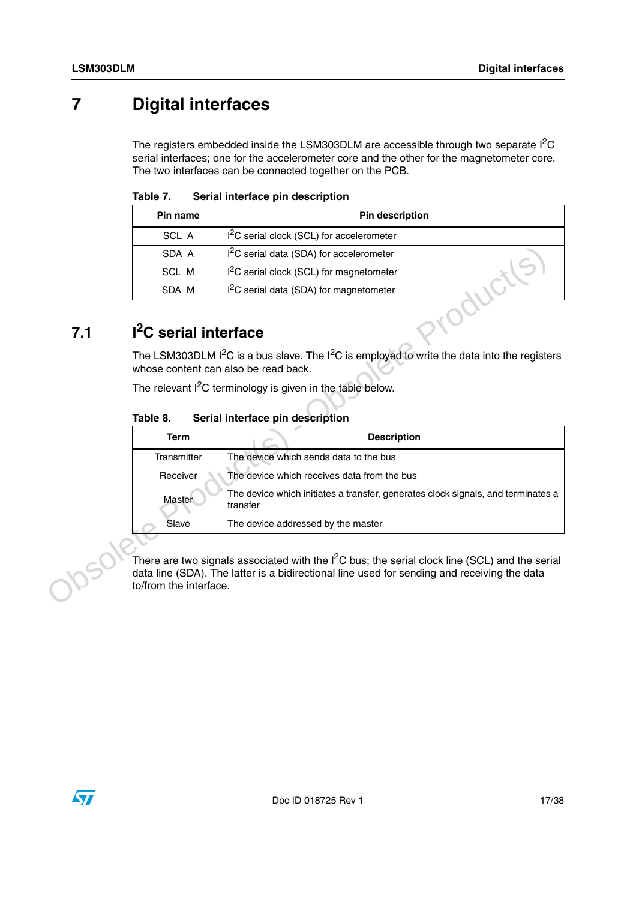# 7 Digital interfaces

The registers embedded inside the LSM303DLM are accessible through two separate I$^2$C serial interfaces; one for the accelerometer core and the other for the magnetometer core. The two interfaces can be connected together on the PCB.

**Table 7. Serial interface pin description**

| Pin name | Pin description |
|---|---|
| SCL_A | I$^2$C serial clock (SCL) for accelerometer |
| SDA_A | I$^2$C serial data (SDA) for accelerometer |
| SCL_M | I$^2$C serial clock (SCL) for magnetometer |
| SDA_M | I$^2$C serial data (SDA) for magnetometer |

## 7.1 I$^2$C serial interface

The LSM303DLM I$^2$C is a bus slave. The I$^2$C is employed to write the data into the registers whose content can also be read back.

The relevant I$^2$C terminology is given in the table below.

**Table 8. Serial interface pin description**

| Term | Description |
|---|---|
| Transmitter | The device which sends data to the bus |
| Receiver | The device which receives data from the bus |
| Master | The device which initiates a transfer, generates clock signals, and terminates a transfer |
| Slave | The device addressed by the master |

There are two signals associated with the I$^2$C bus; the serial clock line (SCL) and the serial data line (SDA). The latter is a bidirectional line used for sending and receiving the data to/from the interface.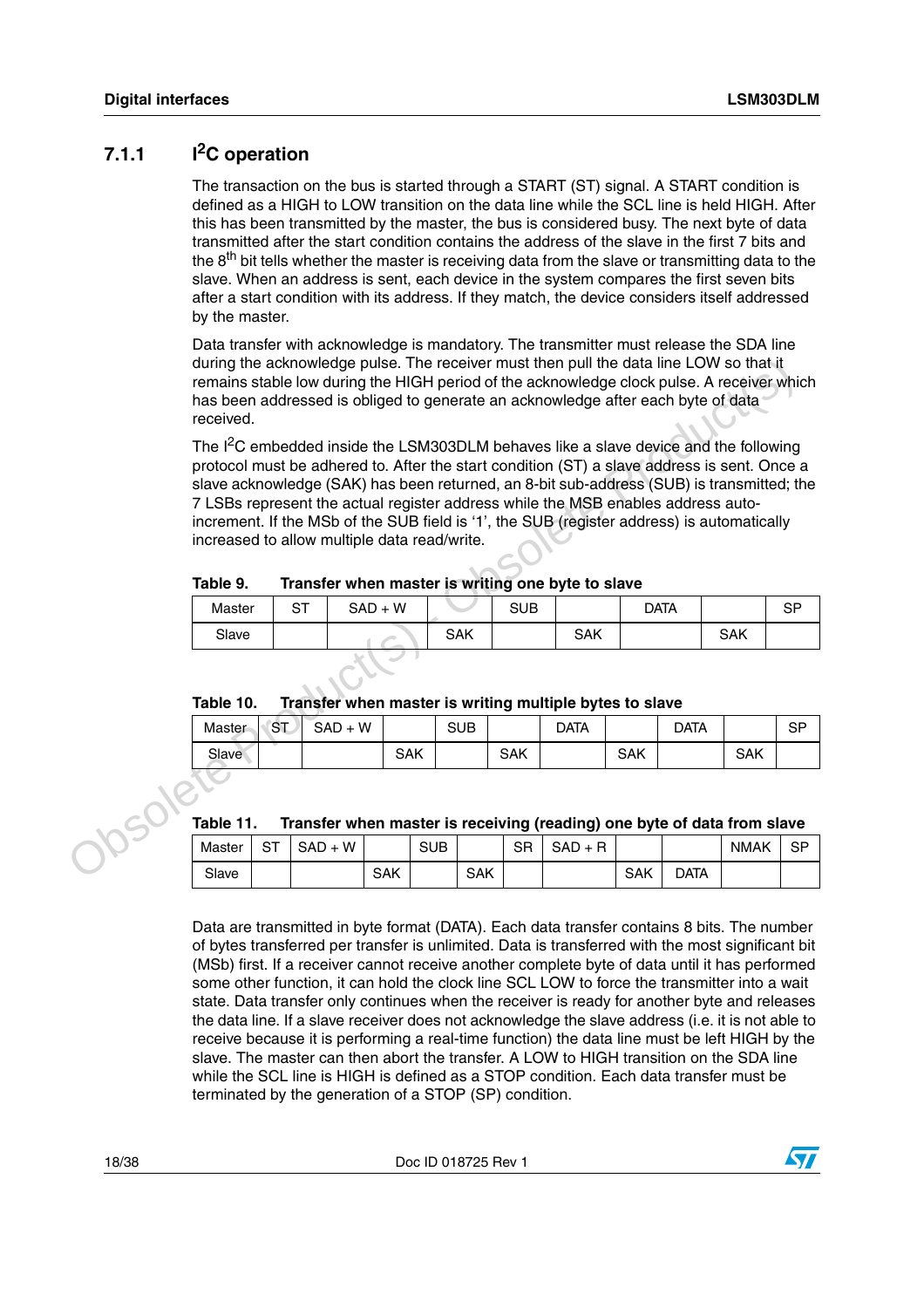### 7.1.1 I$^2$C operation

The transaction on the bus is started through a START (ST) signal. A START condition is defined as a HIGH to LOW transition on the data line while the SCL line is held HIGH. After this has been transmitted by the master, the bus is considered busy. The next byte of data transmitted after the start condition contains the address of the slave in the first 7 bits and the 8$^{th}$ bit tells whether the master is receiving data from the slave or transmitting data to the slave. When an address is sent, each device in the system compares the first seven bits after a start condition with its address. If they match, the device considers itself addressed by the master.

Data transfer with acknowledge is mandatory. The transmitter must release the SDA line during the acknowledge pulse. The receiver must then pull the data line LOW so that it remains stable low during the HIGH period of the acknowledge clock pulse. A receiver which has been addressed is obliged to generate an acknowledge after each byte of data received.

The I$^2$C embedded inside the LSM303DLM behaves like a slave device and the following protocol must be adhered to. After the start condition (ST) a slave address is sent. Once a slave acknowledge (SAK) has been returned, an 8-bit sub-address (SUB) is transmitted; the 7 LSBs represent the actual register address while the MSB enables address auto-increment. If the MSb of the SUB field is '1', the SUB (register address) is automatically increased to allow multiple data read/write.

**Table 9. Transfer when master is writing one byte to slave**

| Master | ST | SAD + W | | SUB | | DATA | | SP |
|---|---|---|---|---|---|---|---|---|
| Slave | | | SAK | | SAK | | SAK | |

**Table 10. Transfer when master is writing multiple bytes to slave**

| Master | ST | SAD + W | | SUB | | DATA | | DATA | | SP |
|---|---|---|---|---|---|---|---|---|---|---|
| Slave | | | SAK | | SAK | | SAK | | SAK | |

**Table 11. Transfer when master is receiving (reading) one byte of data from slave**

| Master | ST | SAD + W | | SUB | | SR | SAD + R | | | NMAK | SP |
|---|---|---|---|---|---|---|---|---|---|---|---|
| Slave | | | SAK | | SAK | | | SAK | DATA | | |

Data are transmitted in byte format (DATA). Each data transfer contains 8 bits. The number of bytes transferred per transfer is unlimited. Data is transferred with the most significant bit (MSb) first. If a receiver cannot receive another complete byte of data until it has performed some other function, it can hold the clock line SCL LOW to force the transmitter into a wait state. Data transfer only continues when the receiver is ready for another byte and releases the data line. If a slave receiver does not acknowledge the slave address (i.e. it is not able to receive because it is performing a real-time function) the data line must be left HIGH by the slave. The master can then abort the transfer. A LOW to HIGH transition on the SDA line while the SCL line is HIGH is defined as a STOP condition. Each data transfer must be terminated by the generation of a STOP (SP) condition.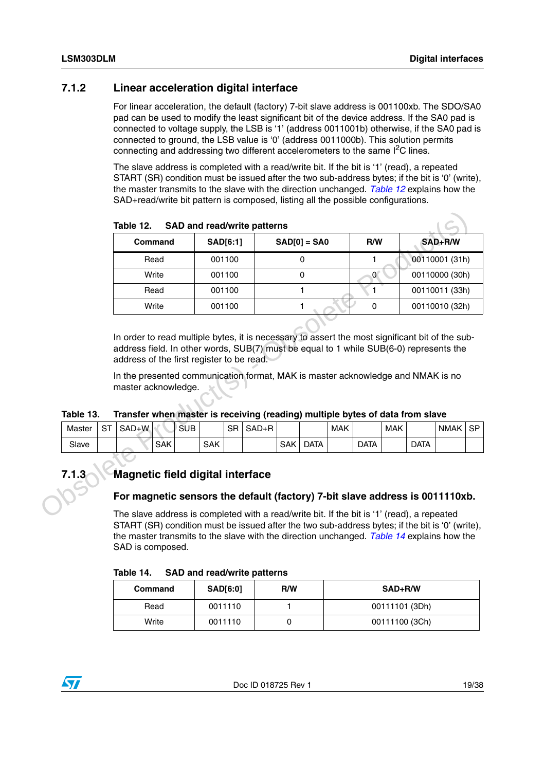### 7.1.2 Linear acceleration digital interface

For linear acceleration, the default (factory) 7-bit slave address is 001100xb. The SDO/SA0 pad can be used to modify the least significant bit of the device address. If the SA0 pad is connected to voltage supply, the LSB is '1' (address 0011001b) otherwise, if the SA0 pad is connected to ground, the LSB value is '0' (address 0011000b). This solution permits connecting and addressing two different accelerometers to the same I$^2$C lines.

The slave address is completed with a read/write bit. If the bit is '1' (read), a repeated START (SR) condition must be issued after the two sub-address bytes; if the bit is '0' (write), the master transmits to the slave with the direction unchanged. *Table 12* explains how the SAD+read/write bit pattern is composed, listing all the possible configurations.

**Table 12. SAD and read/write patterns**

| Command | SAD[6:1] | SAD[0] = SA0 | R/W | SAD+R/W |
|---|---|---|---|---|
| Read | 001100 | 0 | 1 | 00110001 (31h) |
| Write | 001100 | 0 | 0 | 00110000 (30h) |
| Read | 001100 | 1 | 1 | 00110011 (33h) |
| Write | 001100 | 1 | 0 | 00110010 (32h) |

In order to read multiple bytes, it is necessary to assert the most significant bit of the sub-address field. In other words, SUB(7) must be equal to 1 while SUB(6-0) represents the address of the first register to be read.

In the presented communication format, MAK is master acknowledge and NMAK is no master acknowledge.

**Table 13. Transfer when master is receiving (reading) multiple bytes of data from slave**

| Master | ST | SAD+W | | SUB | | SR | SAD+R | | | MAK | | MAK | | NMAK | SP |
|---|---|---|---|---|---|---|---|---|---|---|---|---|---|---|---|
| Slave | | | SAK | | SAK | | | SAK | DATA | | DATA | | DATA | | |

### 7.1.3 Magnetic field digital interface

#### For magnetic sensors the default (factory) 7-bit slave address is 0011110xb.

The slave address is completed with a read/write bit. If the bit is '1' (read), a repeated START (SR) condition must be issued after the two sub-address bytes; if the bit is '0' (write), the master transmits to the slave with the direction unchanged. *Table 14* explains how the SAD is composed.

**Table 14. SAD and read/write patterns**

| Command | SAD[6:0] | R/W | SAD+R/W |
|---|---|---|---|
| Read | 0011110 | 1 | 00111101 (3Dh) |
| Write | 0011110 | 0 | 00111100 (3Ch) |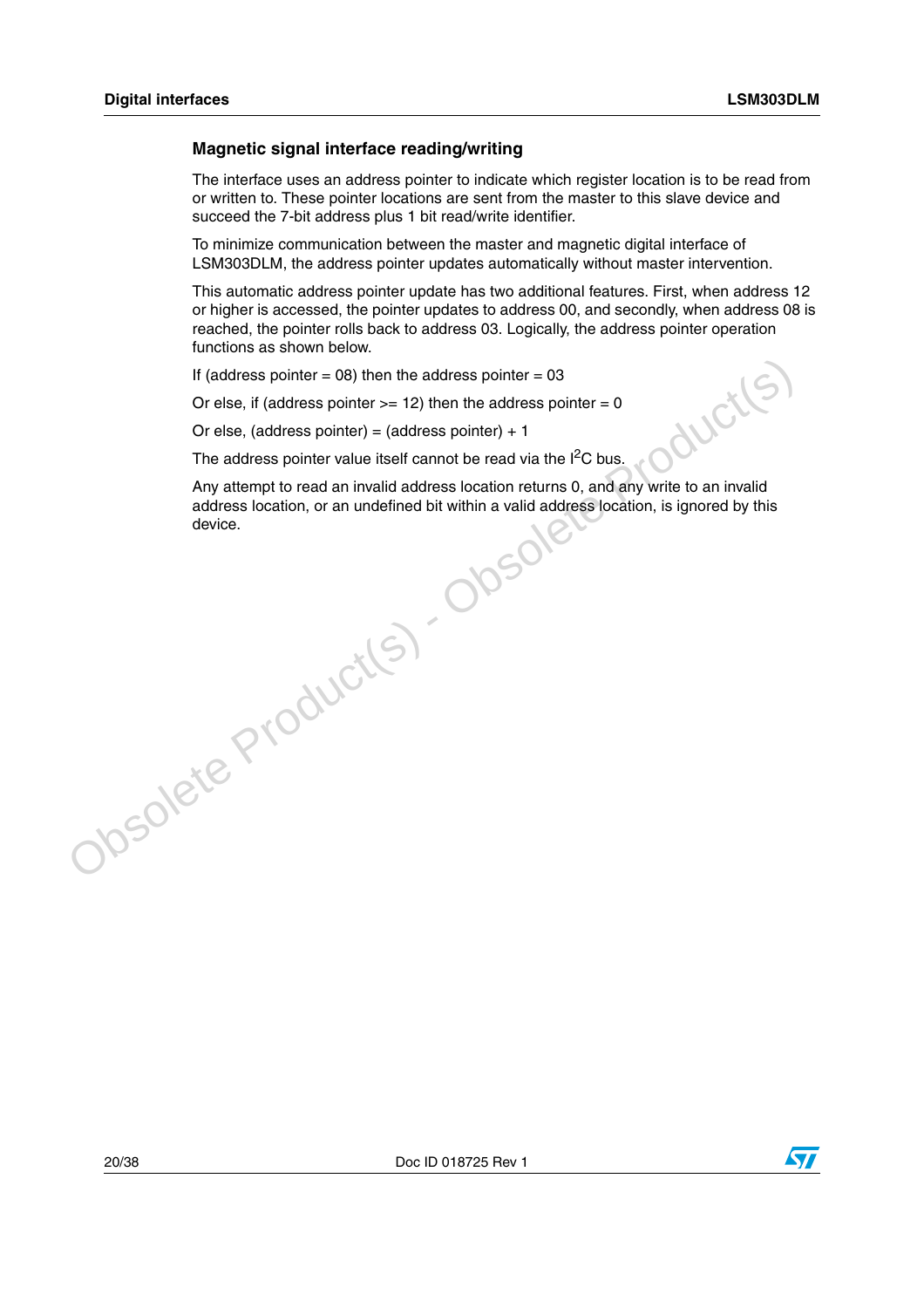### Magnetic signal interface reading/writing

The interface uses an address pointer to indicate which register location is to be read from or written to. These pointer locations are sent from the master to this slave device and succeed the 7-bit address plus 1 bit read/write identifier.

To minimize communication between the master and magnetic digital interface of LSM303DLM, the address pointer updates automatically without master intervention.

This automatic address pointer update has two additional features. First, when address 12 or higher is accessed, the pointer updates to address 00, and secondly, when address 08 is reached, the pointer rolls back to address 03. Logically, the address pointer operation functions as shown below.

If (address pointer = 08) then the address pointer = 03

Or else, if (address pointer >= 12) then the address pointer = 0

Or else, (address pointer) = (address pointer) + 1

The address pointer value itself cannot be read via the $I^2C$ bus.

Any attempt to read an invalid address location returns 0, and any write to an invalid address location, or an undefined bit within a valid address location, is ignored by this device.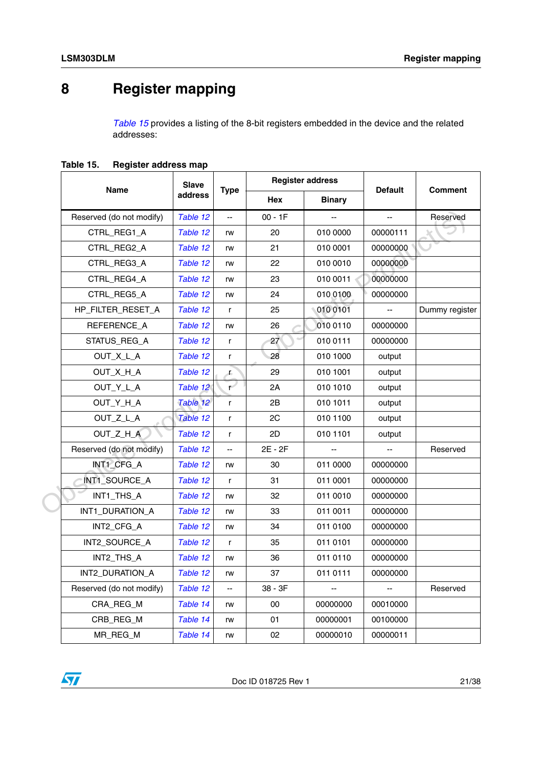# 8 Register mapping

*Table 15* provides a listing of the 8-bit registers embedded in the device and the related addresses:

**Table 15. Register address map**

| Name | Slave address | Type | Register address | | Default | Comment |
|---|---|---|---|---|---|---|
| | | | Hex | Binary | | |
| Reserved (do not modify) | *Table 12* | -- | 00 - 1F | -- | -- | Reserved |
| CTRL_REG1_A | *Table 12* | rw | 20 | 010 0000 | 00000111 | |
| CTRL_REG2_A | *Table 12* | rw | 21 | 010 0001 | 00000000 | |
| CTRL_REG3_A | *Table 12* | rw | 22 | 010 0010 | 00000000 | |
| CTRL_REG4_A | *Table 12* | rw | 23 | 010 0011 | 00000000 | |
| CTRL_REG5_A | *Table 12* | rw | 24 | 010 0100 | 00000000 | |
| HP_FILTER_RESET_A | *Table 12* | r | 25 | 010 0101 | -- | Dummy register |
| REFERENCE_A | *Table 12* | rw | 26 | 010 0110 | 00000000 | |
| STATUS_REG_A | *Table 12* | r | 27 | 010 0111 | 00000000 | |
| OUT_X_L_A | *Table 12* | r | 28 | 010 1000 | output | |
| OUT_X_H_A | *Table 12* | r | 29 | 010 1001 | output | |
| OUT_Y_L_A | *Table 12* | r | 2A | 010 1010 | output | |
| OUT_Y_H_A | *Table 12* | r | 2B | 010 1011 | output | |
| OUT_Z_L_A | *Table 12* | r | 2C | 010 1100 | output | |
| OUT_Z_H_A | *Table 12* | r | 2D | 010 1101 | output | |
| Reserved (do not modify) | *Table 12* | -- | 2E - 2F | -- | -- | Reserved |
| INT1_CFG_A | *Table 12* | rw | 30 | 011 0000 | 00000000 | |
| INT1_SOURCE_A | *Table 12* | r | 31 | 011 0001 | 00000000 | |
| INT1_THS_A | *Table 12* | rw | 32 | 011 0010 | 00000000 | |
| INT1_DURATION_A | *Table 12* | rw | 33 | 011 0011 | 00000000 | |
| INT2_CFG_A | *Table 12* | rw | 34 | 011 0100 | 00000000 | |
| INT2_SOURCE_A | *Table 12* | r | 35 | 011 0101 | 00000000 | |
| INT2_THS_A | *Table 12* | rw | 36 | 011 0110 | 00000000 | |
| INT2_DURATION_A | *Table 12* | rw | 37 | 011 0111 | 00000000 | |
| Reserved (do not modify) | *Table 12* | -- | 38 - 3F | -- | -- | Reserved |
| CRA_REG_M | *Table 14* | rw | 00 | 00000000 | 00010000 | |
| CRB_REG_M | *Table 14* | rw | 01 | 00000001 | 00100000 | |
| MR_REG_M | *Table 14* | rw | 02 | 00000010 | 00000011 | |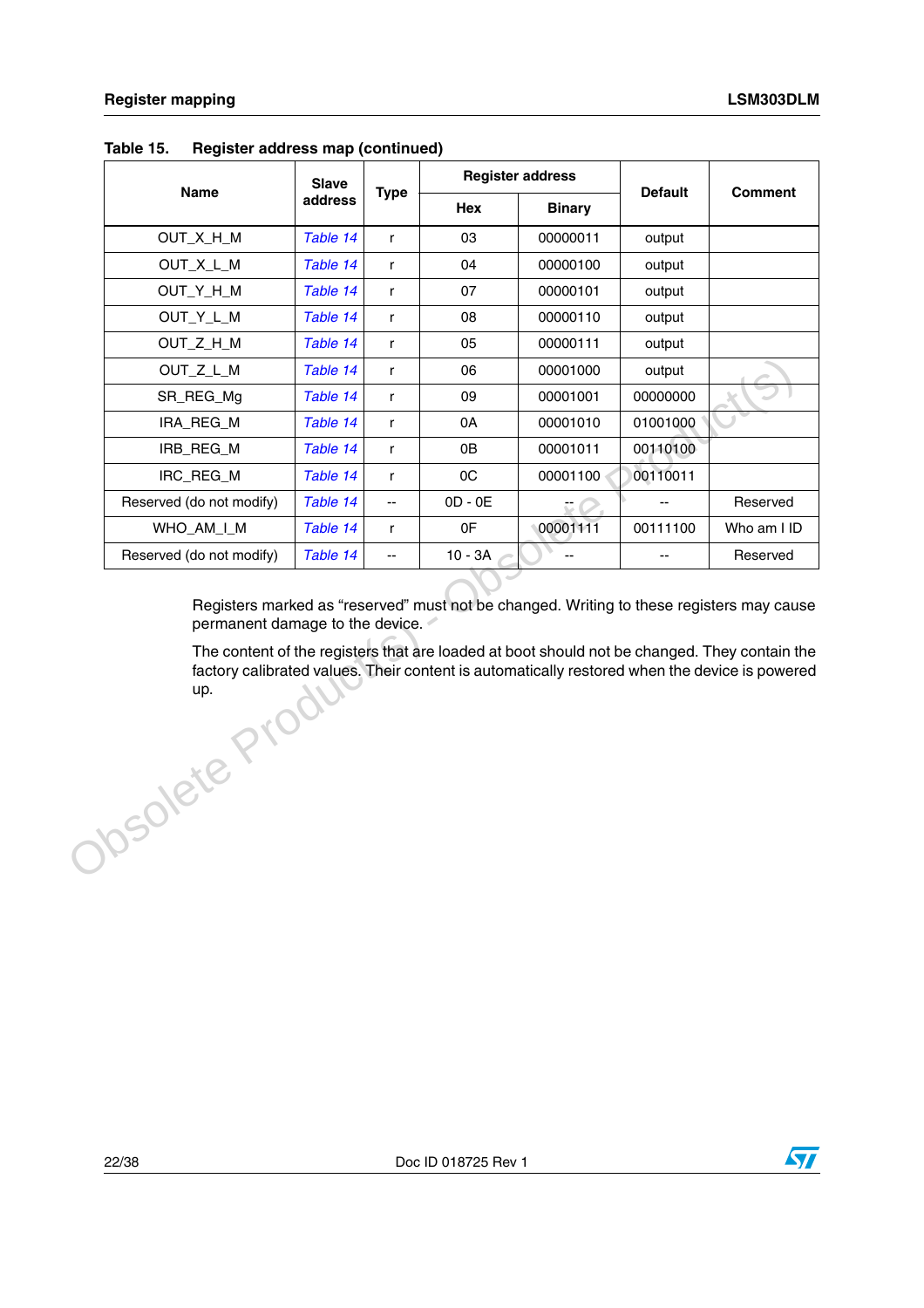**Table 15. Register address map (continued)**

| Name | Slave address | Type | Register address | | Default | Comment |
|---|---|---|---|---|---|---|
| | | | Hex | Binary | | |
| OUT_X_H_M | *Table 14* | r | 03 | 00000011 | output | |
| OUT_X_L_M | *Table 14* | r | 04 | 00000100 | output | |
| OUT_Y_H_M | *Table 14* | r | 07 | 00000101 | output | |
| OUT_Y_L_M | *Table 14* | r | 08 | 00000110 | output | |
| OUT_Z_H_M | *Table 14* | r | 05 | 00000111 | output | |
| OUT_Z_L_M | *Table 14* | r | 06 | 00001000 | output | |
| SR_REG_Mg | *Table 14* | r | 09 | 00001001 | 00000000 | |
| IRA_REG_M | *Table 14* | r | 0A | 00001010 | 01001000 | |
| IRB_REG_M | *Table 14* | r | 0B | 00001011 | 00110100 | |
| IRC_REG_M | *Table 14* | r | 0C | 00001100 | 00110011 | |
| Reserved (do not modify) | *Table 14* | -- | 0D - 0E | -- | -- | Reserved |
| WHO_AM_I_M | *Table 14* | r | 0F | 00001111 | 00111100 | Who am I ID |
| Reserved (do not modify) | *Table 14* | -- | 10 - 3A | -- | -- | Reserved |

Registers marked as “reserved” must not be changed. Writing to these registers may cause permanent damage to the device.

The content of the registers that are loaded at boot should not be changed. They contain the factory calibrated values. Their content is automatically restored when the device is powered up.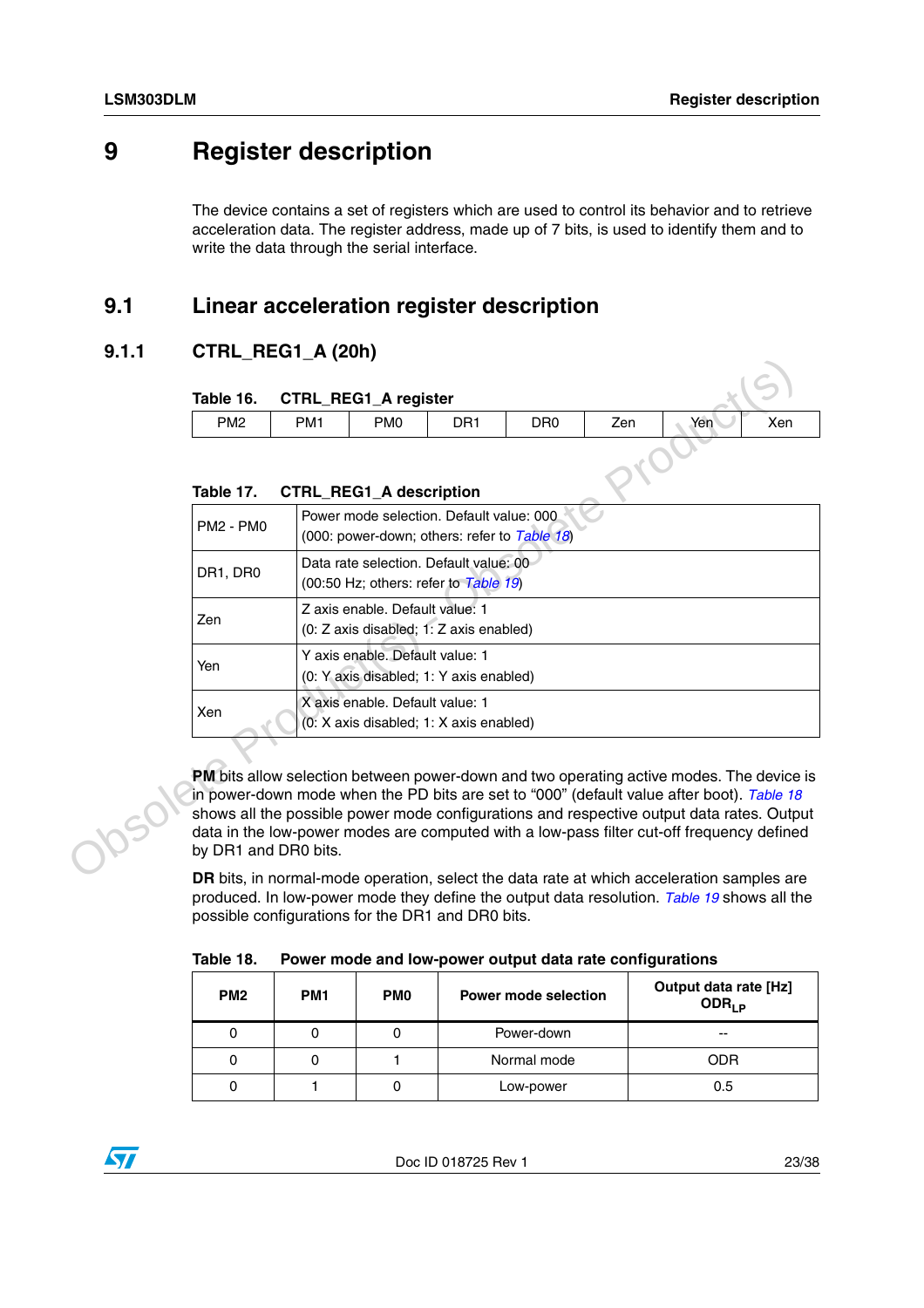# 9 Register description

The device contains a set of registers which are used to control its behavior and to retrieve acceleration data. The register address, made up of 7 bits, is used to identify them and to write the data through the serial interface.

## 9.1 Linear acceleration register description

### 9.1.1 CTRL_REG1_A (20h)

**Table 16. CTRL_REG1_A register**

| PM2 | PM1 | PM0 | DR1 | DR0 | Zen | Yen | Xen |
|---|---|---|---|---|---|---|---|

**Table 17. CTRL_REG1_A description**

| | |
|---|---|
| PM2 - PM0 | Power mode selection. Default value: 000 (000: power-down; others: refer to *Table 18*) |
| DR1, DR0 | Data rate selection. Default value: 00 (00:50 Hz; others: refer to *Table 19*) |
| Zen | Z axis enable. Default value: 1 (0: Z axis disabled; 1: Z axis enabled) |
| Yen | Y axis enable. Default value: 1 (0: Y axis disabled; 1: Y axis enabled) |
| Xen | X axis enable. Default value: 1 (0: X axis disabled; 1: X axis enabled) |

**PM** bits allow selection between power-down and two operating active modes. The device is in power-down mode when the PD bits are set to "000" (default value after boot). *Table 18* shows all the possible power mode configurations and respective output data rates. Output data in the low-power modes are computed with a low-pass filter cut-off frequency defined by DR1 and DR0 bits.

**DR** bits, in normal-mode operation, select the data rate at which acceleration samples are produced. In low-power mode they define the output data resolution. *Table 19* shows all the possible configurations for the DR1 and DR0 bits.

**Table 18. Power mode and low-power output data rate configurations**

| PM2 | PM1 | PM0 | Power mode selection | Output data rate [Hz] $ODR_{LP}$ |
|---|---|---|---|---|
| 0 | 0 | 0 | Power-down | -- |
| 0 | 0 | 1 | Normal mode | ODR |
| 0 | 1 | 0 | Low-power | 0.5 |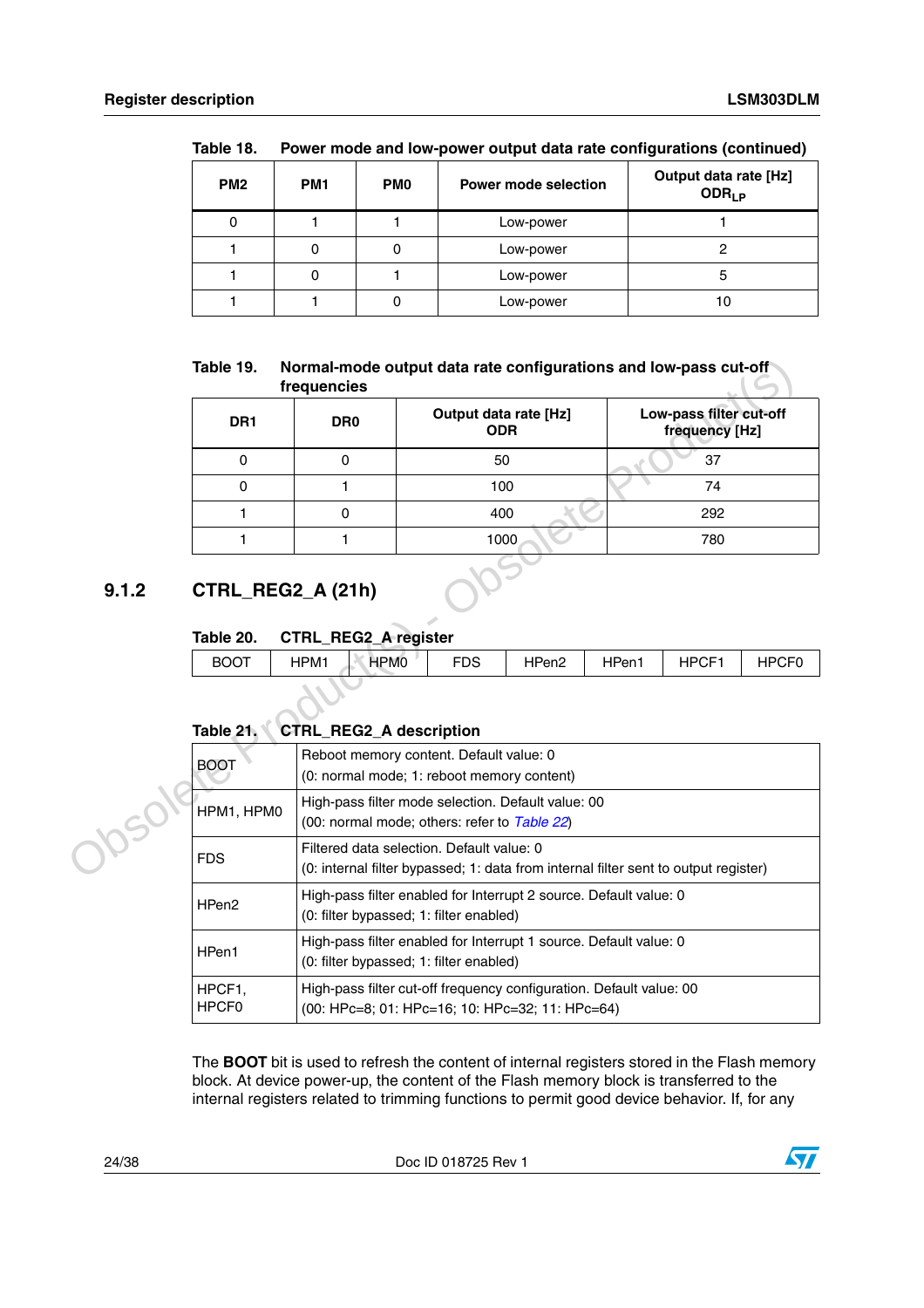**Table 18. Power mode and low-power output data rate configurations (continued)**

| PM2 | PM1 | PM0 | Power mode selection | Output data rate [Hz] $ODR_{LP}$ |
|---|---|---|---|---|
| 0 | 1 | 1 | Low-power | 1 |
| 1 | 0 | 0 | Low-power | 2 |
| 1 | 0 | 1 | Low-power | 5 |
| 1 | 1 | 0 | Low-power | 10 |

**Table 19. Normal-mode output data rate configurations and low-pass cut-off frequencies**

| DR1 | DR0 | Output data rate [Hz] ODR | Low-pass filter cut-off frequency [Hz] |
|---|---|---|---|
| 0 | 0 | 50 | 37 |
| 0 | 1 | 100 | 74 |
| 1 | 0 | 400 | 292 |
| 1 | 1 | 1000 | 780 |

### 9.1.2 CTRL_REG2_A (21h)

**Table 20. CTRL_REG2_A register**

| BOOT | HPM1 | HPM0 | FDS | HPen2 | HPen1 | HPCF1 | HPCF0 |
|---|---|---|---|---|---|---|---|

**Table 21. CTRL_REG2_A description**

| | |
|---|---|
| BOOT | Reboot memory content. Default value: 0<br>(0: normal mode; 1: reboot memory content) |
| HPM1, HPM0 | High-pass filter mode selection. Default value: 00<br>(00: normal mode; others: refer to *Table 22*) |
| FDS | Filtered data selection. Default value: 0<br>(0: internal filter bypassed; 1: data from internal filter sent to output register) |
| HPen2 | High-pass filter enabled for Interrupt 2 source. Default value: 0<br>(0: filter bypassed; 1: filter enabled) |
| HPen1 | High-pass filter enabled for Interrupt 1 source. Default value: 0<br>(0: filter bypassed; 1: filter enabled) |
| HPCF1, HPCF0 | High-pass filter cut-off frequency configuration. Default value: 00<br>(00: HPc=8; 01: HPc=16; 10: HPc=32; 11: HPc=64) |

The **BOOT** bit is used to refresh the content of internal registers stored in the Flash memory block. At device power-up, the content of the Flash memory block is transferred to the internal registers related to trimming functions to permit good device behavior. If, for any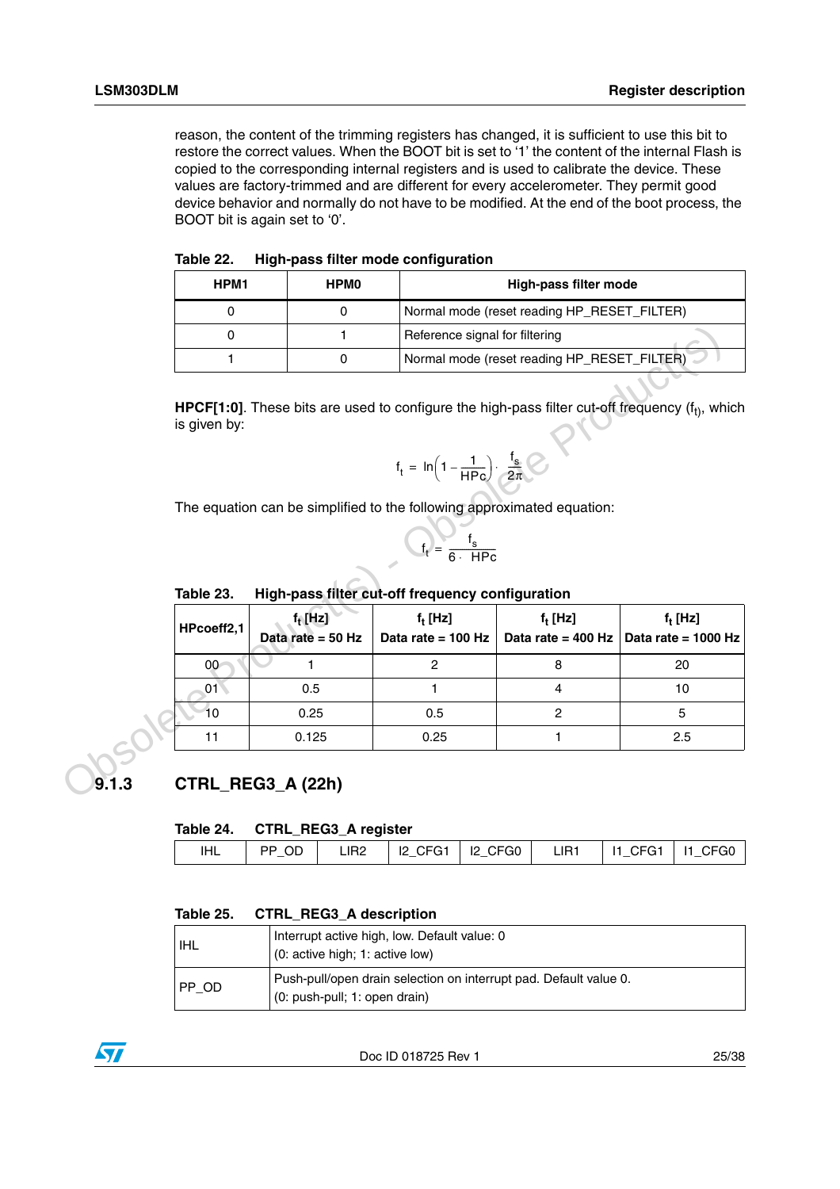reason, the content of the trimming registers has changed, it is sufficient to use this bit to restore the correct values. When the BOOT bit is set to '1' the content of the internal Flash is copied to the corresponding internal registers and is used to calibrate the device. These values are factory-trimmed and are different for every accelerometer. They permit good device behavior and normally do not have to be modified. At the end of the boot process, the BOOT bit is again set to '0'.

**Table 22. High-pass filter mode configuration**

| HPM1 | HPM0 | High-pass filter mode |
|---|---|---|
| 0 | 0 | Normal mode (reset reading HP_RESET_FILTER) |
| 0 | 1 | Reference signal for filtering |
| 1 | 0 | Normal mode (reset reading HP_RESET_FILTER) |

**HPCF[1:0]**. These bits are used to configure the high-pass filter cut-off frequency ($f_t$), which is given by:

$$f_t = \ln\left(1 - \frac{1}{HPc}\right) \cdot \frac{f_s}{2\pi}$$

The equation can be simplified to the following approximated equation:

$$f_t = \frac{f_s}{6 \cdot HPc}$$

**Table 23. High-pass filter cut-off frequency configuration**

| HPcoeff2,1 | $f_t$ [Hz] Data rate = 50 Hz | $f_t$ [Hz] Data rate = 100 Hz | $f_t$ [Hz] Data rate = 400 Hz | $f_t$ [Hz] Data rate = 1000 Hz |
|---|---|---|---|---|
| 00 | 1 | 2 | 8 | 20 |
| 01 | 0.5 | 1 | 4 | 10 |
| 10 | 0.25 | 0.5 | 2 | 5 |
| 11 | 0.125 | 0.25 | 1 | 2.5 |

### 9.1.3 CTRL_REG3_A (22h)

**Table 24. CTRL_REG3_A register**

| IHL | PP_OD | LIR2 | I2_CFG1 | I2_CFG0 | LIR1 | I1_CFG1 | I1_CFG0 |
|---|---|---|---|---|---|---|---|

**Table 25. CTRL_REG3_A description**

| | |
|---|---|
| IHL | Interrupt active high, low. Default value: 0<br>(0: active high; 1: active low) |
| PP_OD | Push-pull/open drain selection on interrupt pad. Default value 0.<br>(0: push-pull; 1: open drain) |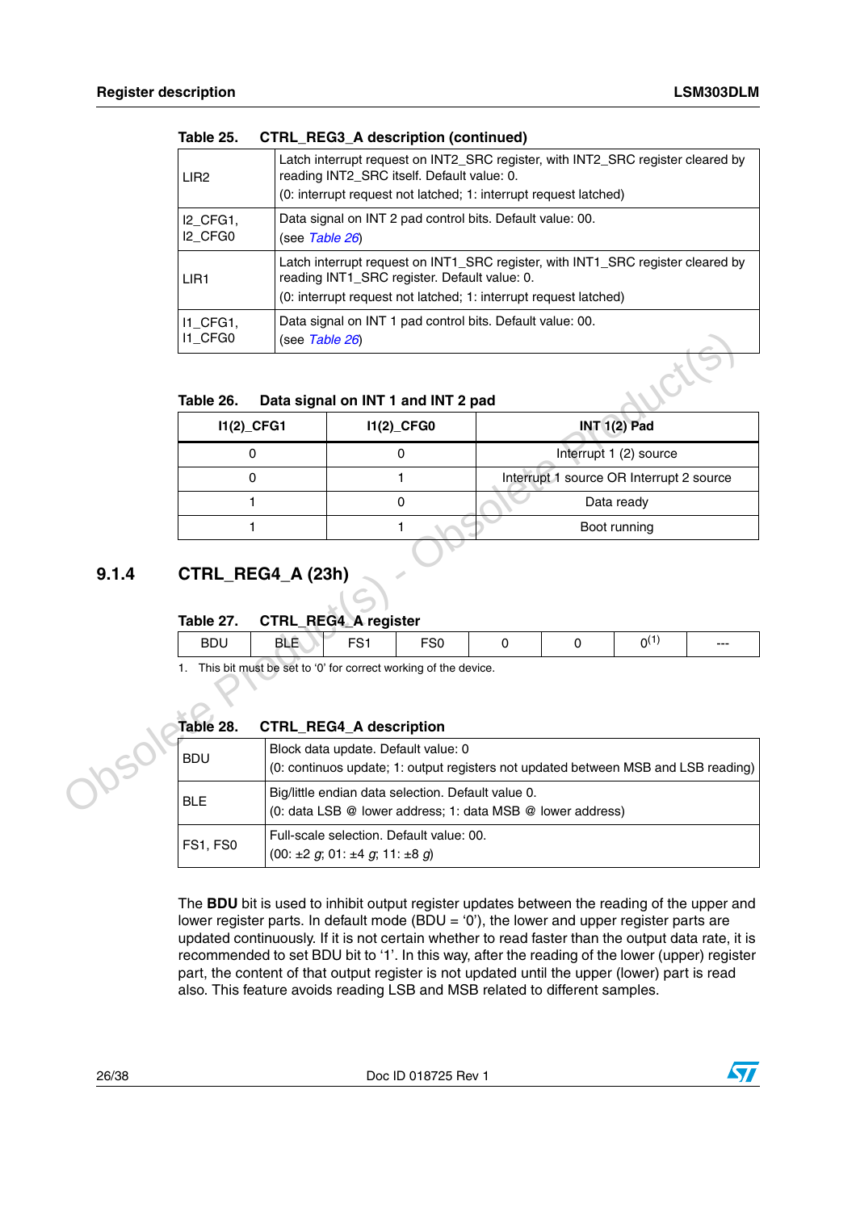Table 25. CTRL_REG3_A description (continued)

| | |
|---|---|
| LIR2 | Latch interrupt request on INT2_SRC register, with INT2_SRC register cleared by reading INT2_SRC itself. Default value: 0.<br>(0: interrupt request not latched; 1: interrupt request latched) |
| I2_CFG1, I2_CFG0 | Data signal on INT 2 pad control bits. Default value: 00.<br>(see *Table 26*) |
| LIR1 | Latch interrupt request on INT1_SRC register, with INT1_SRC register cleared by reading INT1_SRC register. Default value: 0.<br>(0: interrupt request not latched; 1: interrupt request latched) |
| I1_CFG1, I1_CFG0 | Data signal on INT 1 pad control bits. Default value: 00.<br>(see *Table 26*) |

Table 26. Data signal on INT 1 and INT 2 pad

| I1(2)_CFG1 | I1(2)_CFG0 | INT 1(2) Pad |
|---|---|---|
| 0 | 0 | Interrupt 1 (2) source |
| 0 | 1 | Interrupt 1 source OR Interrupt 2 source |
| 1 | 0 | Data ready |
| 1 | 1 | Boot running |

### 9.1.4 CTRL_REG4_A (23h)

Table 27. CTRL_REG4_A register

| BDU | BLE | FS1 | FS0 | 0 | 0 | 0[(1)] | --- |
|---|---|---|---|---|---|---|---|

1. This bit must be set to '0' for correct working of the device.

Table 28. CTRL_REG4_A description

| | |
|---|---|
| BDU | Block data update. Default value: 0<br>(0: continuos update; 1: output registers not updated between MSB and LSB reading) |
| BLE | Big/little endian data selection. Default value 0.<br>(0: data LSB @ lower address; 1: data MSB @ lower address) |
| FS1, FS0 | Full-scale selection. Default value: 00.<br>(00: ±2 *g*; 01: ±4 *g*; 11: ±8 *g*) |

The **BDU** bit is used to inhibit output register updates between the reading of the upper and lower register parts. In default mode (BDU = '0'), the lower and upper register parts are updated continuously. If it is not certain whether to read faster than the output data rate, it is recommended to set BDU bit to '1'. In this way, after the reading of the lower (upper) register part, the content of that output register is not updated until the upper (lower) part is read also. This feature avoids reading LSB and MSB related to different samples.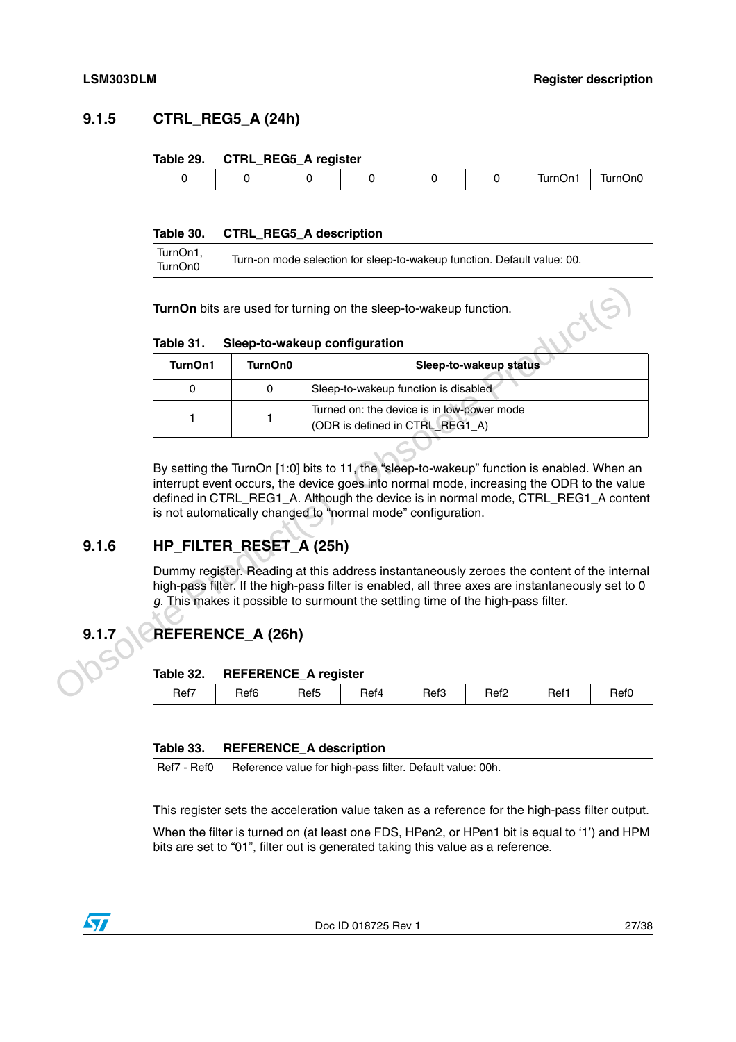### 9.1.5 CTRL_REG5_A (24h)

**Table 29. CTRL_REG5_A register**

| 0 | 0 | 0 | 0 | 0 | 0 | TurnOn1 | TurnOn0 |
|---|---|---|---|---|---|---|---|

**Table 30. CTRL_REG5_A description**

| | |
|---|---|
| TurnOn1, TurnOn0 | Turn-on mode selection for sleep-to-wakeup function. Default value: 00. |

**TurnOn** bits are used for turning on the sleep-to-wakeup function.

**Table 31. Sleep-to-wakeup configuration**

| TurnOn1 | TurnOn0 | Sleep-to-wakeup status |
|---|---|---|
| 0 | 0 | Sleep-to-wakeup function is disabled |
| 1 | 1 | Turned on: the device is in low-power mode (ODR is defined in CTRL_REG1_A) |

By setting the TurnOn [1:0] bits to 11, the "sleep-to-wakeup" function is enabled. When an interrupt event occurs, the device goes into normal mode, increasing the ODR to the value defined in CTRL_REG1_A. Although the device is in normal mode, CTRL_REG1_A content is not automatically changed to "normal mode" configuration.

### 9.1.6 HP_FILTER_RESET_A (25h)

Dummy register. Reading at this address instantaneously zeroes the content of the internal high-pass filter. If the high-pass filter is enabled, all three axes are instantaneously set to 0 *g*. This makes it possible to surmount the settling time of the high-pass filter.

### 9.1.7 REFERENCE_A (26h)

**Table 32. REFERENCE_A register**

| Ref7 | Ref6 | Ref5 | Ref4 | Ref3 | Ref2 | Ref1 | Ref0 |
|---|---|---|---|---|---|---|---|

**Table 33. REFERENCE_A description**

| | |
|---|---|
| Ref7 - Ref0 | Reference value for high-pass filter. Default value: 00h. |

This register sets the acceleration value taken as a reference for the high-pass filter output.

When the filter is turned on (at least one FDS, HPen2, or HPen1 bit is equal to '1') and HPM bits are set to "01", filter out is generated taking this value as a reference.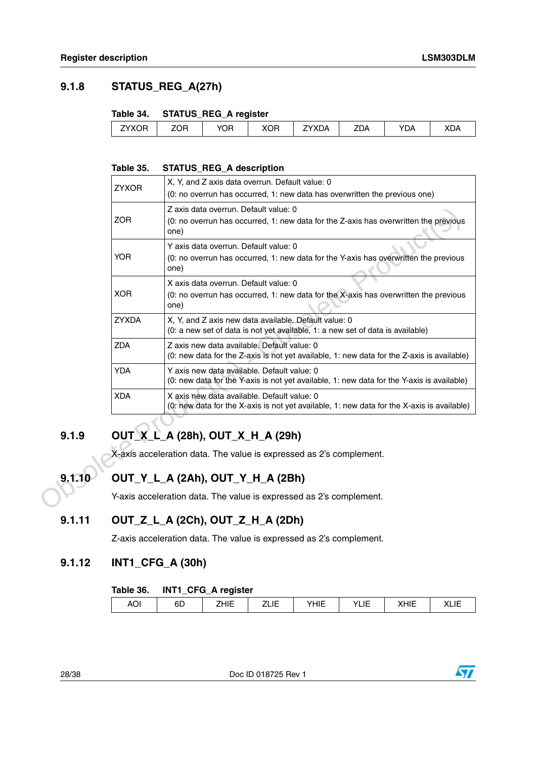### 9.1.8 STATUS_REG_A(27h)

Table 34. STATUS_REG_A register

| ZYXOR | ZOR | YOR | XOR | ZYXDA | ZDA | YDA | XDA |
|---|---|---|---|---|---|---|---|

Table 35. STATUS_REG_A description

| | |
|---|---|
| ZYXOR | X, Y, and Z axis data overrun. Default value: 0<br>(0: no overrun has occurred, 1: new data has overwritten the previous one) |
| ZOR | Z axis data overrun. Default value: 0<br>(0: no overrun has occurred, 1: new data for the Z-axis has overwritten the previous one) |
| YOR | Y axis data overrun. Default value: 0<br>(0: no overrun has occurred, 1: new data for the Y-axis has overwritten the previous one) |
| XOR | X axis data overrun. Default value: 0<br>(0: no overrun has occurred, 1: new data for the X-axis has overwritten the previous one) |
| ZYXDA | X, Y, and Z axis new data available. Default value: 0<br>(0: a new set of data is not yet available, 1: a new set of data is available) |
| ZDA | Z axis new data available. Default value: 0<br>(0: new data for the Z-axis is not yet available, 1: new data for the Z-axis is available) |
| YDA | Y axis new data available. Default value: 0<br>(0: new data for the Y-axis is not yet available, 1: new data for the Y-axis is available) |
| XDA | X axis new data available. Default value: 0<br>(0: new data for the X-axis is not yet available, 1: new data for the X-axis is available) |

### 9.1.9 OUT_X_L_A (28h), OUT_X_H_A (29h)

X-axis acceleration data. The value is expressed as 2's complement.

### 9.1.10 OUT_Y_L_A (2Ah), OUT_Y_H_A (2Bh)

Y-axis acceleration data. The value is expressed as 2's complement.

### 9.1.11 OUT_Z_L_A (2Ch), OUT_Z_H_A (2Dh)

Z-axis acceleration data. The value is expressed as 2's complement.

### 9.1.12 INT1_CFG_A (30h)

Table 36. INT1_CFG_A register

| AOI | 6D | ZHIE | ZLIE | YHIE | YLIE | XHIE | XLIE |
|---|---|---|---|---|---|---|---|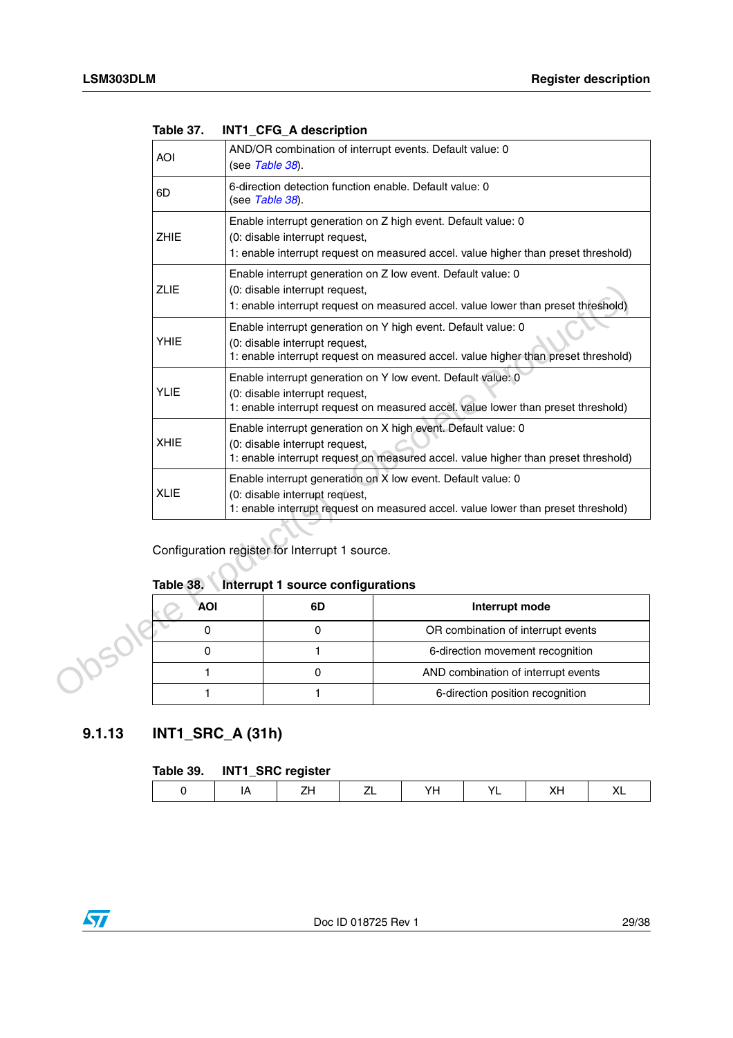Table 37. INT1_CFG_A description

| | |
|---|---|
| AOI | AND/OR combination of interrupt events. Default value: 0<br>(see *Table 38*). |
| 6D | 6-direction detection function enable. Default value: 0<br>(see *Table 38*). |
| ZHIE | Enable interrupt generation on Z high event. Default value: 0<br>(0: disable interrupt request,<br>1: enable interrupt request on measured accel. value higher than preset threshold) |
| ZLIE | Enable interrupt generation on Z low event. Default value: 0<br>(0: disable interrupt request,<br>1: enable interrupt request on measured accel. value lower than preset threshold) |
| YHIE | Enable interrupt generation on Y high event. Default value: 0<br>(0: disable interrupt request,<br>1: enable interrupt request on measured accel. value higher than preset threshold) |
| YLIE | Enable interrupt generation on Y low event. Default value: 0<br>(0: disable interrupt request,<br>1: enable interrupt request on measured accel. value lower than preset threshold) |
| XHIE | Enable interrupt generation on X high event. Default value: 0<br>(0: disable interrupt request,<br>1: enable interrupt request on measured accel. value higher than preset threshold) |
| XLIE | Enable interrupt generation on X low event. Default value: 0<br>(0: disable interrupt request,<br>1: enable interrupt request on measured accel. value lower than preset threshold) |

Configuration register for Interrupt 1 source.

Table 38. Interrupt 1 source configurations

| AOI | 6D | Interrupt mode |
|---|---|---|
| 0 | 0 | OR combination of interrupt events |
| 0 | 1 | 6-direction movement recognition |
| 1 | 0 | AND combination of interrupt events |
| 1 | 1 | 6-direction position recognition |

### 9.1.13 INT1_SRC_A (31h)

Table 39. INT1_SRC register

| 0 | IA | ZH | ZL | YH | YL | XH | XL |
|---|---|---|---|---|---|---|---|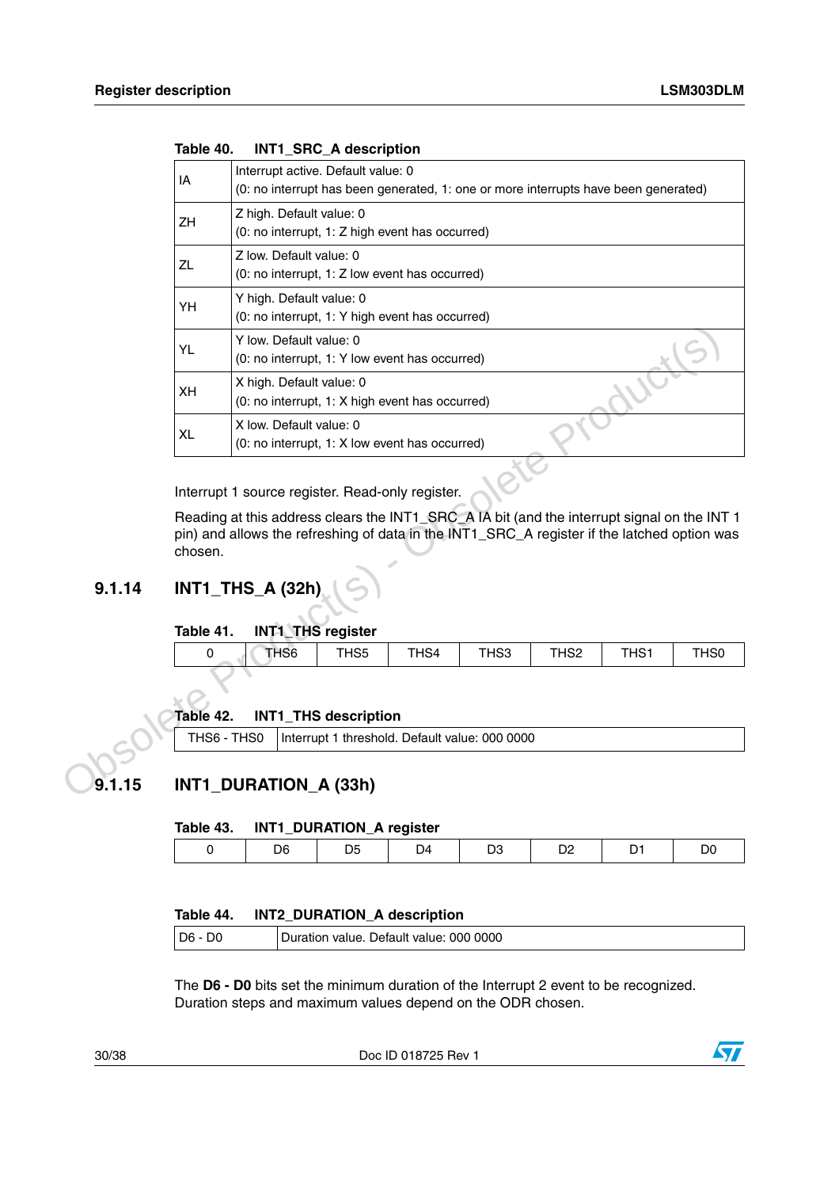Table 40. INT1_SRC_A description

| | |
|---|---|
| IA | Interrupt active. Default value: 0<br>(0: no interrupt has been generated, 1: one or more interrupts have been generated) |
| ZH | Z high. Default value: 0<br>(0: no interrupt, 1: Z high event has occurred) |
| ZL | Z low. Default value: 0<br>(0: no interrupt, 1: Z low event has occurred) |
| YH | Y high. Default value: 0<br>(0: no interrupt, 1: Y high event has occurred) |
| YL | Y low. Default value: 0<br>(0: no interrupt, 1: Y low event has occurred) |
| XH | X high. Default value: 0<br>(0: no interrupt, 1: X high event has occurred) |
| XL | X low. Default value: 0<br>(0: no interrupt, 1: X low event has occurred) |

Interrupt 1 source register. Read-only register.

Reading at this address clears the INT1_SRC_A IA bit (and the interrupt signal on the INT 1 pin) and allows the refreshing of data in the INT1_SRC_A register if the latched option was chosen.

### 9.1.14 INT1_THS_A (32h)

Table 41. INT1_THS register

| | | | | | | | |
|---|---|---|---|---|---|---|---|
| 0 | THS6 | THS5 | THS4 | THS3 | THS2 | THS1 | THS0 |

Table 42. INT1_THS description

| | |
|---|---|
| THS6 - THS0 | Interrupt 1 threshold. Default value: 000 0000 |

### 9.1.15 INT1_DURATION_A (33h)

Table 43. INT1_DURATION_A register

| | | | | | | | |
|---|---|---|---|---|---|---|---|
| 0 | D6 | D5 | D4 | D3 | D2 | D1 | D0 |

Table 44. INT2_DURATION_A description

| | |
|---|---|
| D6 - D0 | Duration value. Default value: 000 0000 |

The **D6 - D0** bits set the minimum duration of the Interrupt 2 event to be recognized. Duration steps and maximum values depend on the ODR chosen.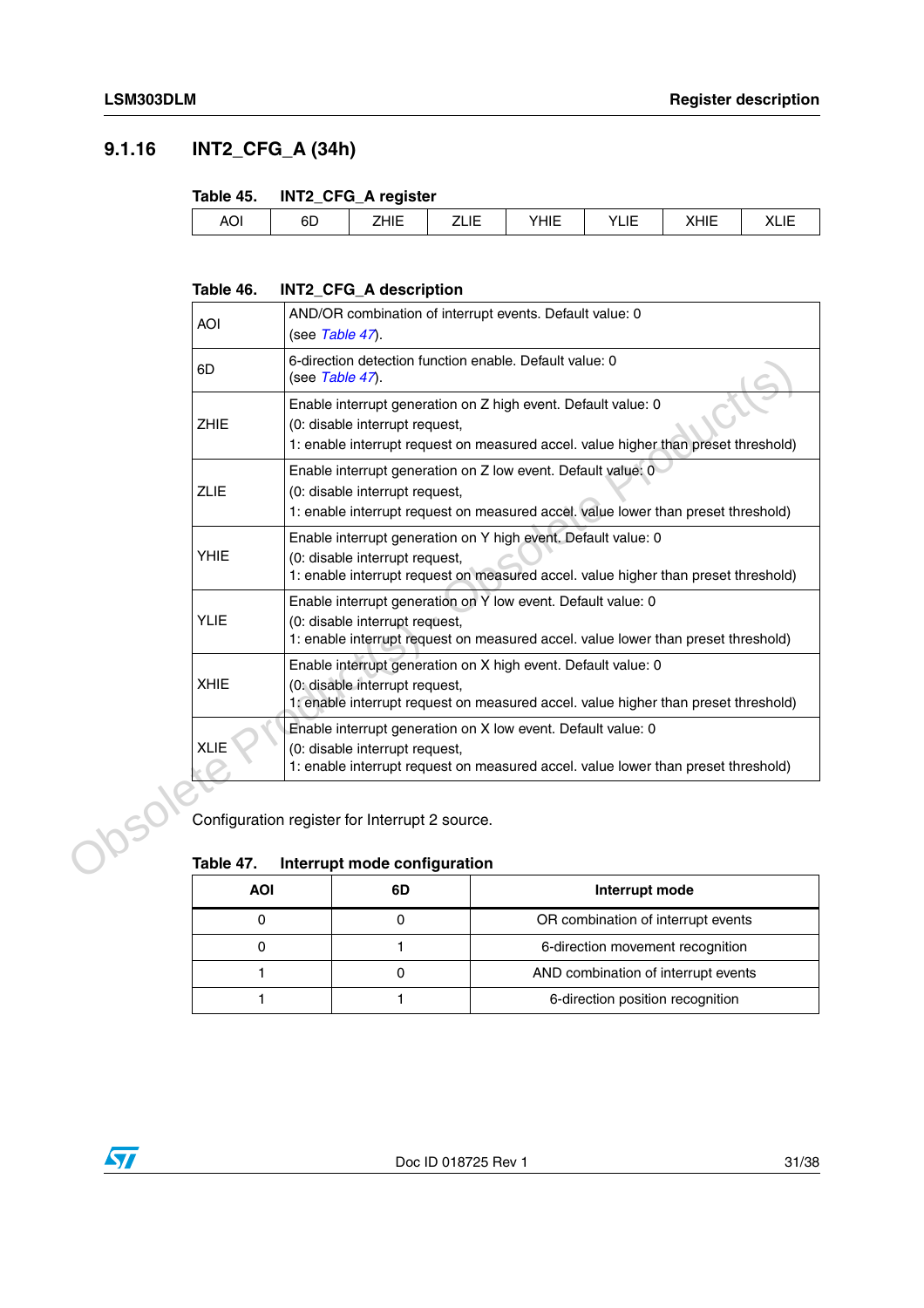### 9.1.16 INT2_CFG_A (34h)

Table 45. INT2_CFG_A register

| AOI | 6D | ZHIE | ZLIE | YHIE | YLIE | XHIE | XLIE |
|---|---|---|---|---|---|---|---|

Table 46. INT2_CFG_A description

| | |
|---|---|
| AOI | AND/OR combination of interrupt events. Default value: 0<br>(see *Table 47*). |
| 6D | 6-direction detection function enable. Default value: 0<br>(see *Table 47*). |
| ZHIE | Enable interrupt generation on Z high event. Default value: 0<br>(0: disable interrupt request,<br>1: enable interrupt request on measured accel. value higher than preset threshold) |
| ZLIE | Enable interrupt generation on Z low event. Default value: 0<br>(0: disable interrupt request,<br>1: enable interrupt request on measured accel. value lower than preset threshold) |
| YHIE | Enable interrupt generation on Y high event. Default value: 0<br>(0: disable interrupt request,<br>1: enable interrupt request on measured accel. value higher than preset threshold) |
| YLIE | Enable interrupt generation on Y low event. Default value: 0<br>(0: disable interrupt request,<br>1: enable interrupt request on measured accel. value lower than preset threshold) |
| XHIE | Enable interrupt generation on X high event. Default value: 0<br>(0: disable interrupt request,<br>1: enable interrupt request on measured accel. value higher than preset threshold) |
| XLIE | Enable interrupt generation on X low event. Default value: 0<br>(0: disable interrupt request,<br>1: enable interrupt request on measured accel. value lower than preset threshold) |

Configuration register for Interrupt 2 source.

Table 47. Interrupt mode configuration

| AOI | 6D | Interrupt mode |
|---|---|---|
| 0 | 0 | OR combination of interrupt events |
| 0 | 1 | 6-direction movement recognition |
| 1 | 0 | AND combination of interrupt events |
| 1 | 1 | 6-direction position recognition |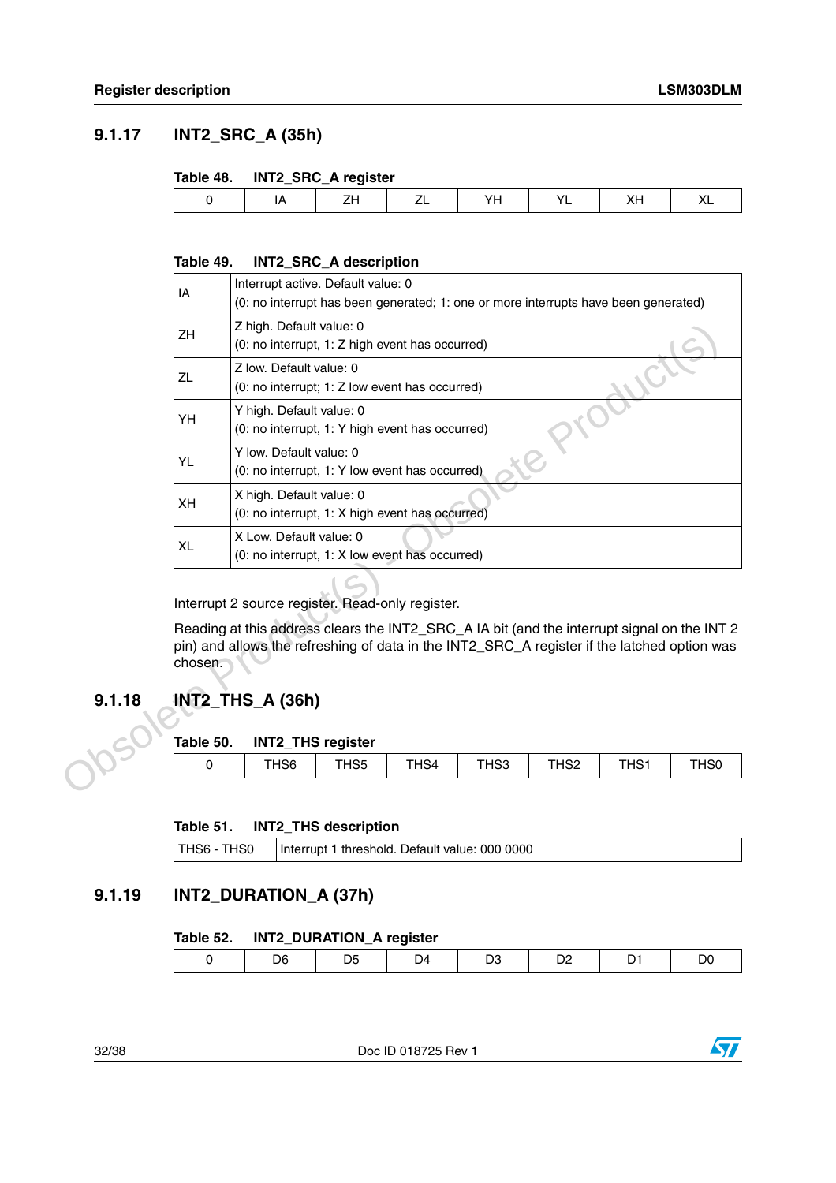## 9.1.17 INT2_SRC_A (35h)

**Table 48. INT2_SRC_A register**

| 0 | IA | ZH | ZL | YH | YL | XH | XL |
|---|---|---|---|---|---|---|---|

**Table 49. INT2_SRC_A description**

| | |
|---|---|
| IA | Interrupt active. Default value: 0<br>(0: no interrupt has been generated; 1: one or more interrupts have been generated) |
| ZH | Z high. Default value: 0<br>(0: no interrupt, 1: Z high event has occurred) |
| ZL | Z low. Default value: 0<br>(0: no interrupt; 1: Z low event has occurred) |
| YH | Y high. Default value: 0<br>(0: no interrupt, 1: Y high event has occurred) |
| YL | Y low. Default value: 0<br>(0: no interrupt, 1: Y low event has occurred) |
| XH | X high. Default value: 0<br>(0: no interrupt, 1: X high event has occurred) |
| XL | X Low. Default value: 0<br>(0: no interrupt, 1: X low event has occurred) |

Interrupt 2 source register. Read-only register.

Reading at this address clears the INT2_SRC_A IA bit (and the interrupt signal on the INT 2 pin) and allows the refreshing of data in the INT2_SRC_A register if the latched option was chosen.

## 9.1.18 INT2_THS_A (36h)

**Table 50. INT2_THS register**

| 0 | THS6 | THS5 | THS4 | THS3 | THS2 | THS1 | THS0 |
|---|---|---|---|---|---|---|---|

**Table 51. INT2_THS description**

| | |
|---|---|
| THS6 - THS0 | Interrupt 1 threshold. Default value: 000 0000 |

## 9.1.19 INT2_DURATION_A (37h)

**Table 52. INT2_DURATION_A register**

| 0 | D6 | D5 | D4 | D3 | D2 | D1 | D0 |
|---|---|---|---|---|---|---|---|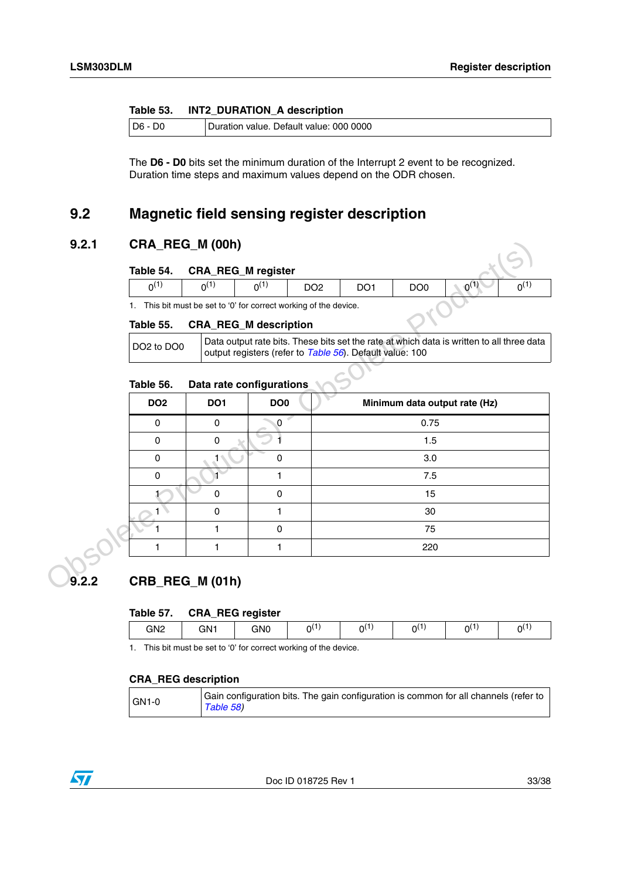Table 53. INT2_DURATION_A description

| | |
|---|---|
| D6 - D0 | Duration value. Default value: 000 0000 |

The **D6 - D0** bits set the minimum duration of the Interrupt 2 event to be recognized. Duration time steps and maximum values depend on the ODR chosen.

## 9.2 Magnetic field sensing register description

### 9.2.1 CRA_REG_M (00h)

Table 54. CRA_REG_M register

| | | | | | | | |
|---|---|---|---|---|---|---|---|
| 0(1) | 0(1) | 0(1) | DO2 | DO1 | DO0 | 0(1) | 0(1) |

1. This bit must be set to '0' for correct working of the device.

Table 55. CRA_REG_M description

| | |
|---|---|
| DO2 to DO0 | Data output rate bits. These bits set the rate at which data is written to all three data output registers (refer to *Table 56*). Default value: 100 |

Table 56. Data rate configurations

| DO2 | DO1 | DO0 | Minimum data output rate (Hz) |
|---|---|---|---|
| 0 | 0 | 0 | 0.75 |
| 0 | 0 | 1 | 1.5 |
| 0 | 1 | 0 | 3.0 |
| 0 | 1 | 1 | 7.5 |
| 1 | 0 | 0 | 15 |
| 1 | 0 | 1 | 30 |
| 1 | 1 | 0 | 75 |
| 1 | 1 | 1 | 220 |

### 9.2.2 CRB_REG_M (01h)

Table 57. CRA_REG register

| | | | | | | | |
|---|---|---|---|---|---|---|---|
| GN2 | GN1 | GN0 | 0(1) | 0(1) | 0(1) | 0(1) | 0(1) |

1. This bit must be set to '0' for correct working of the device.

**CRA_REG description**

| | |
|---|---|
| GN1-0 | Gain configuration bits. The gain configuration is common for all channels (refer to *Table 58*) |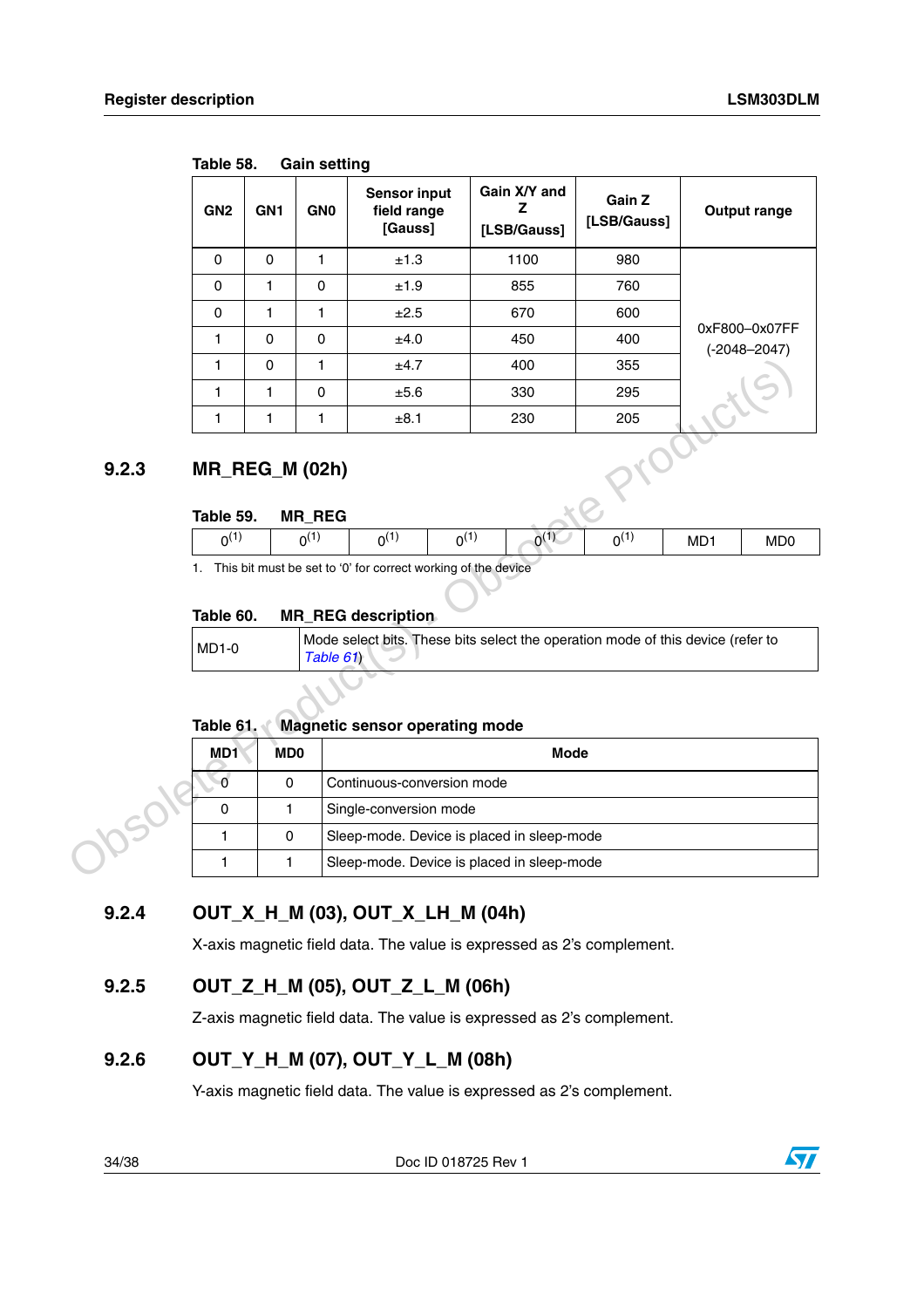Table 58. Gain setting

| GN2 | GN1 | GN0 | Sensor input field range [Gauss] | Gain X/Y and Z [LSB/Gauss] | Gain Z [LSB/Gauss] | Output range |
|---|---|---|---|---|---|---|
| 0 | 0 | 1 | ±1.3 | 1100 | 980 | 0xF800–0x07FF (-2048–2047) |
| 0 | 1 | 0 | ±1.9 | 855 | 760 | |
| 0 | 1 | 1 | ±2.5 | 670 | 600 | |
| 1 | 0 | 0 | ±4.0 | 450 | 400 | |
| 1 | 0 | 1 | ±4.7 | 400 | 355 | |
| 1 | 1 | 0 | ±5.6 | 330 | 295 | |
| 1 | 1 | 1 | ±8.1 | 230 | 205 | |

### 9.2.3 MR_REG_M (02h)

Table 59. MR_REG

| 0[(1)] | 0[(1)] | 0[(1)] | 0[(1)] | 0[(1)] | 0[(1)] | MD1 | MD0 |
|---|---|---|---|---|---|---|---|

1. This bit must be set to '0' for correct working of the device

Table 60. MR_REG description

| | |
|---|---|
| MD1-0 | Mode select bits. These bits select the operation mode of this device (refer to *Table 61*) |

Table 61. Magnetic sensor operating mode

| MD1 | MD0 | Mode |
|---|---|---|
| 0 | 0 | Continuous-conversion mode |
| 0 | 1 | Single-conversion mode |
| 1 | 0 | Sleep-mode. Device is placed in sleep-mode |
| 1 | 1 | Sleep-mode. Device is placed in sleep-mode |

### 9.2.4 OUT_X_H_M (03), OUT_X_LH_M (04h)

X-axis magnetic field data. The value is expressed as 2's complement.

### 9.2.5 OUT_Z_H_M (05), OUT_Z_L_M (06h)

Z-axis magnetic field data. The value is expressed as 2's complement.

### 9.2.6 OUT_Y_H_M (07), OUT_Y_L_M (08h)

Y-axis magnetic field data. The value is expressed as 2's complement.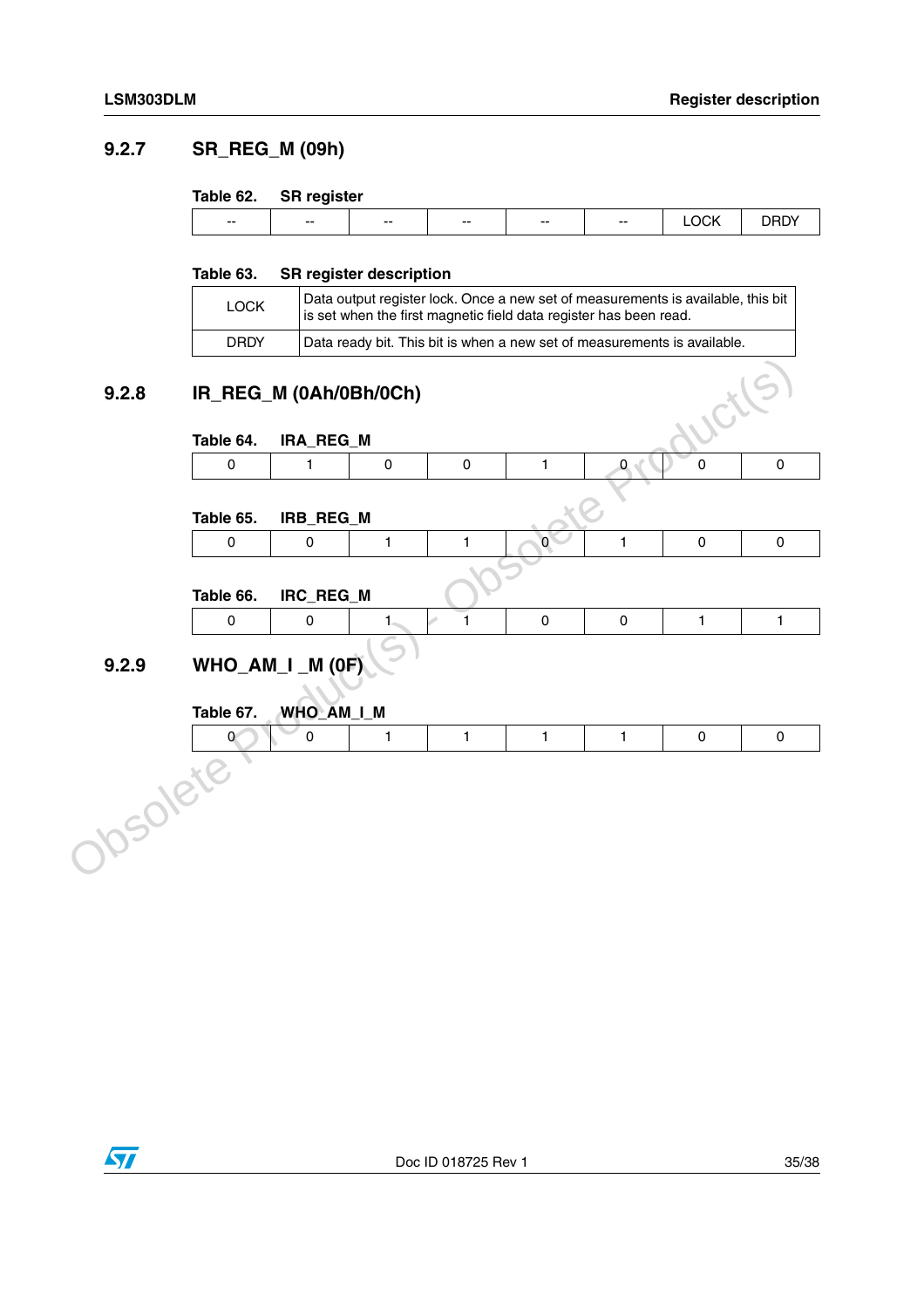### 9.2.7 SR_REG_M (09h)

Table 62. SR register

| -- | -- | -- | -- | -- | -- | LOCK | DRDY |
|---|---|---|---|---|---|---|---|

Table 63. SR register description

| | |
|---|---|
| LOCK | Data output register lock. Once a new set of measurements is available, this bit is set when the first magnetic field data register has been read. |
| DRDY | Data ready bit. This bit is when a new set of measurements is available. |

### 9.2.8 IR_REG_M (0Ah/0Bh/0Ch)

Table 64. IRA_REG_M

| 0 | 1 | 0 | 0 | 1 | 0 | 0 | 0 |
|---|---|---|---|---|---|---|---|

Table 65. IRB_REG_M

| 0 | 0 | 1 | 1 | 0 | 1 | 0 | 0 |
|---|---|---|---|---|---|---|---|

Table 66. IRC_REG_M

| 0 | 0 | 1 | 1 | 0 | 0 | 1 | 1 |
|---|---|---|---|---|---|---|---|

### 9.2.9 WHO_AM_I _M (0F)

Table 67. WHO_AM_I_M

| 0 | 0 | 1 | 1 | 1 | 1 | 0 | 0 |
|---|---|---|---|---|---|---|---|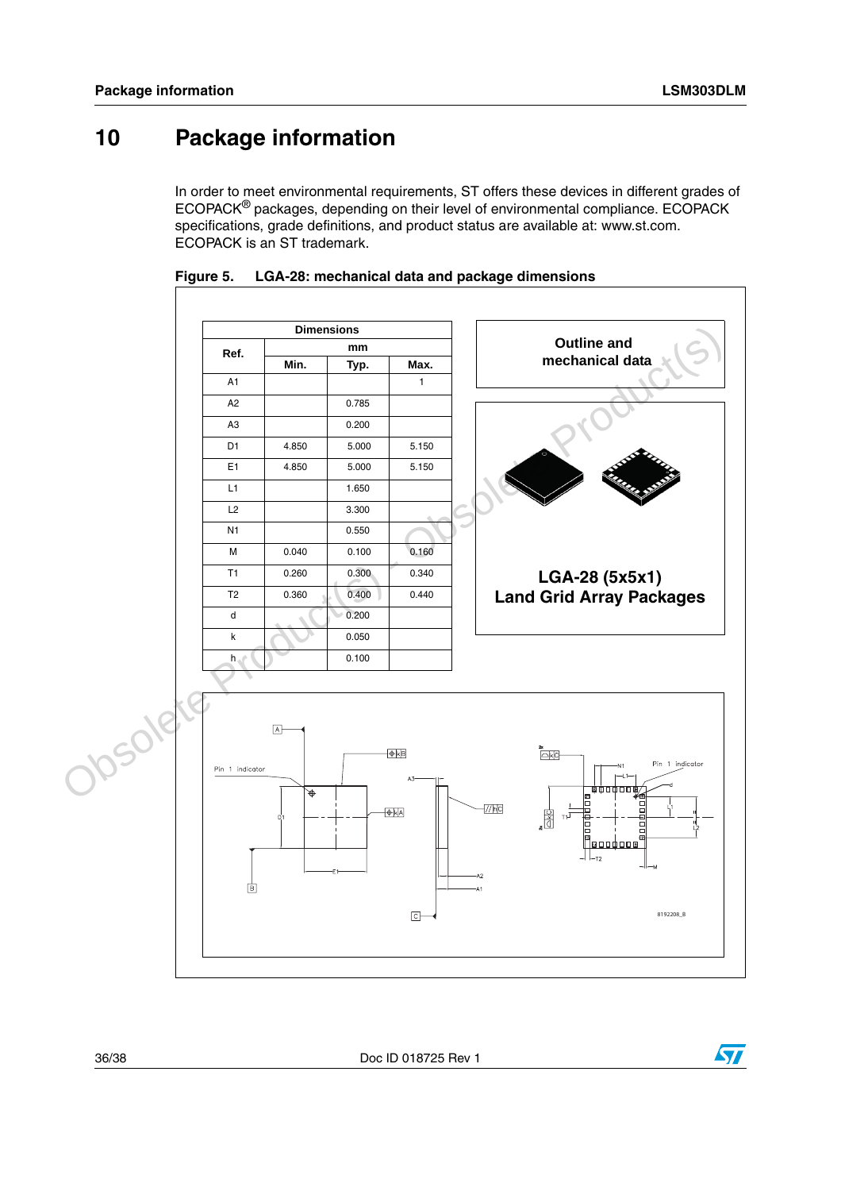# 10 Package information

In order to meet environmental requirements, ST offers these devices in different grades of ECOPACK® packages, depending on their level of environmental compliance. ECOPACK specifications, grade definitions, and product status are available at: www.st.com. ECOPACK is an ST trademark.

**Figure 5. LGA-28: mechanical data and package dimensions**

| Ref. | Min. (mm) | Typ. (mm) | Max. (mm) |
|---|---|---|---|
| A1 | | | 1 |
| A2 | | 0.785 | |
| A3 | | 0.200 | |
| D1 | 4.850 | 5.000 | 5.150 |
| E1 | 4.850 | 5.000 | 5.150 |
| L1 | | 1.650 | |
| L2 | | 3.300 | |
| N1 | | 0.550 | |
| M | 0.040 | 0.100 | 0.160 |
| T1 | 0.260 | 0.300 | 0.340 |
| T2 | 0.360 | 0.400 | 0.440 |
| d | | 0.200 | |
| k | | 0.050 | |
| h | | 0.100 | |

**Outline and mechanical data**

**LGA-28 (5x5x1)**
**Land Grid Array Packages**

8192208_B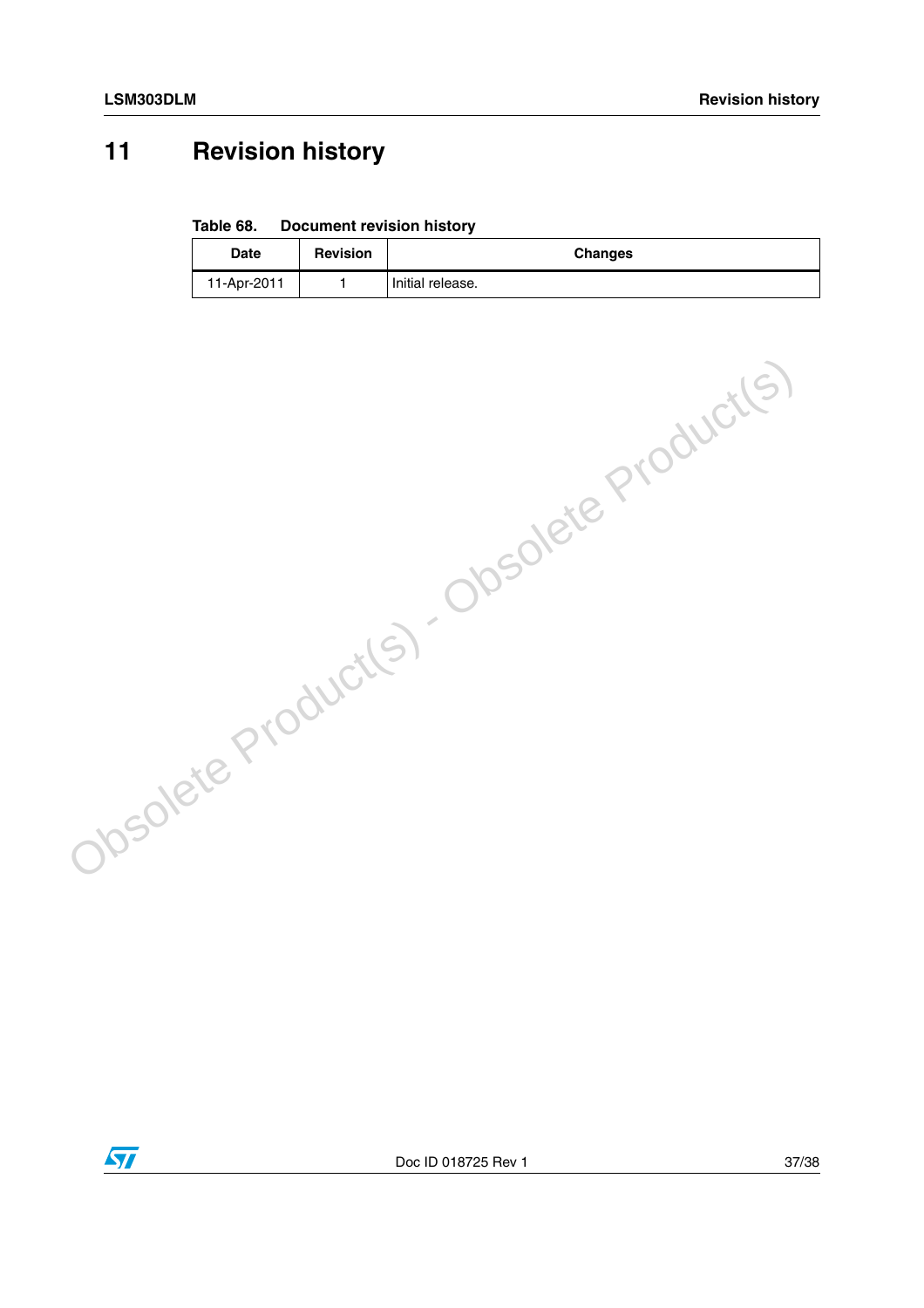# 11 Revision history

**Table 68. Document revision history**

| Date | Revision | Changes |
|---|---|---|
| 11-Apr-2011 | 1 | Initial release. |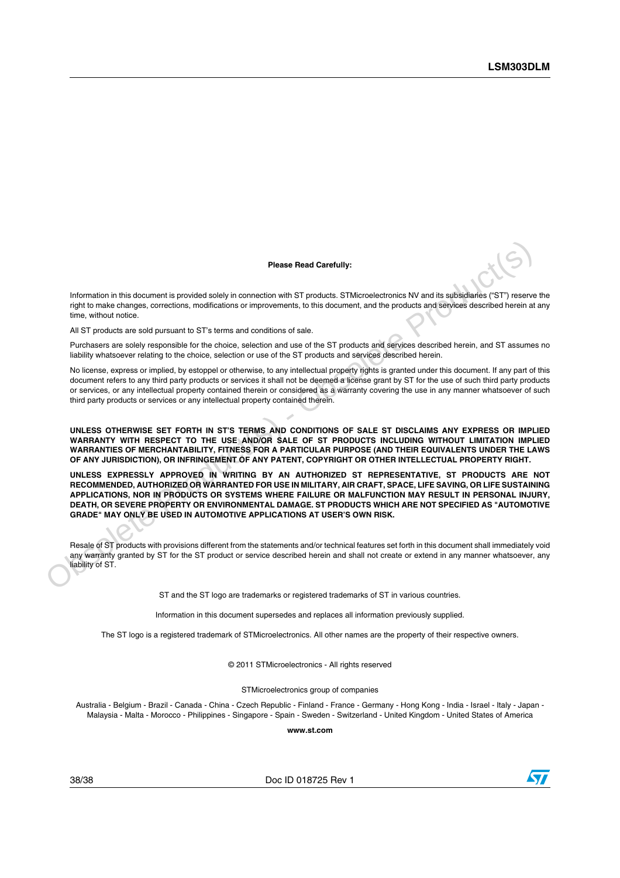**Please Read Carefully:**

Information in this document is provided solely in connection with ST products. STMicroelectronics NV and its subsidiaries ("ST") reserve the right to make changes, corrections, modifications or improvements, to this document, and the products and services described herein at any time, without notice.

All ST products are sold pursuant to ST's terms and conditions of sale.

Purchasers are solely responsible for the choice, selection and use of the ST products and services described herein, and ST assumes no liability whatsoever relating to the choice, selection or use of the ST products and services described herein.

No license, express or implied, by estoppel or otherwise, to any intellectual property rights is granted under this document. If any part of this document refers to any third party products or services it shall not be deemed a license grant by ST for the use of such third party products or services, or any intellectual property contained therein or considered as a warranty covering the use in any manner whatsoever of such third party products or services or any intellectual property contained therein.

**UNLESS OTHERWISE SET FORTH IN ST'S TERMS AND CONDITIONS OF SALE ST DISCLAIMS ANY EXPRESS OR IMPLIED WARRANTY WITH RESPECT TO THE USE AND/OR SALE OF ST PRODUCTS INCLUDING WITHOUT LIMITATION IMPLIED WARRANTIES OF MERCHANTABILITY, FITNESS FOR A PARTICULAR PURPOSE (AND THEIR EQUIVALENTS UNDER THE LAWS OF ANY JURISDICTION), OR INFRINGEMENT OF ANY PATENT, COPYRIGHT OR OTHER INTELLECTUAL PROPERTY RIGHT.**

**UNLESS EXPRESSLY APPROVED IN WRITING BY AN AUTHORIZED ST REPRESENTATIVE, ST PRODUCTS ARE NOT RECOMMENDED, AUTHORIZED OR WARRANTED FOR USE IN MILITARY, AIR CRAFT, SPACE, LIFE SAVING, OR LIFE SUSTAINING APPLICATIONS, NOR IN PRODUCTS OR SYSTEMS WHERE FAILURE OR MALFUNCTION MAY RESULT IN PERSONAL INJURY, DEATH, OR SEVERE PROPERTY OR ENVIRONMENTAL DAMAGE. ST PRODUCTS WHICH ARE NOT SPECIFIED AS "AUTOMOTIVE GRADE" MAY ONLY BE USED IN AUTOMOTIVE APPLICATIONS AT USER'S OWN RISK.**

Resale of ST products with provisions different from the statements and/or technical features set forth in this document shall immediately void any warranty granted by ST for the ST product or service described herein and shall not create or extend in any manner whatsoever, any liability of ST.

ST and the ST logo are trademarks or registered trademarks of ST in various countries.

Information in this document supersedes and replaces all information previously supplied.

The ST logo is a registered trademark of STMicroelectronics. All other names are the property of their respective owners.

© 2011 STMicroelectronics - All rights reserved

STMicroelectronics group of companies

Australia - Belgium - Brazil - Canada - China - Czech Republic - Finland - France - Germany - Hong Kong - India - Israel - Italy - Japan - Malaysia - Malta - Morocco - Philippines - Singapore - Spain - Sweden - Switzerland - United Kingdom - United States of America

**www.st.com**